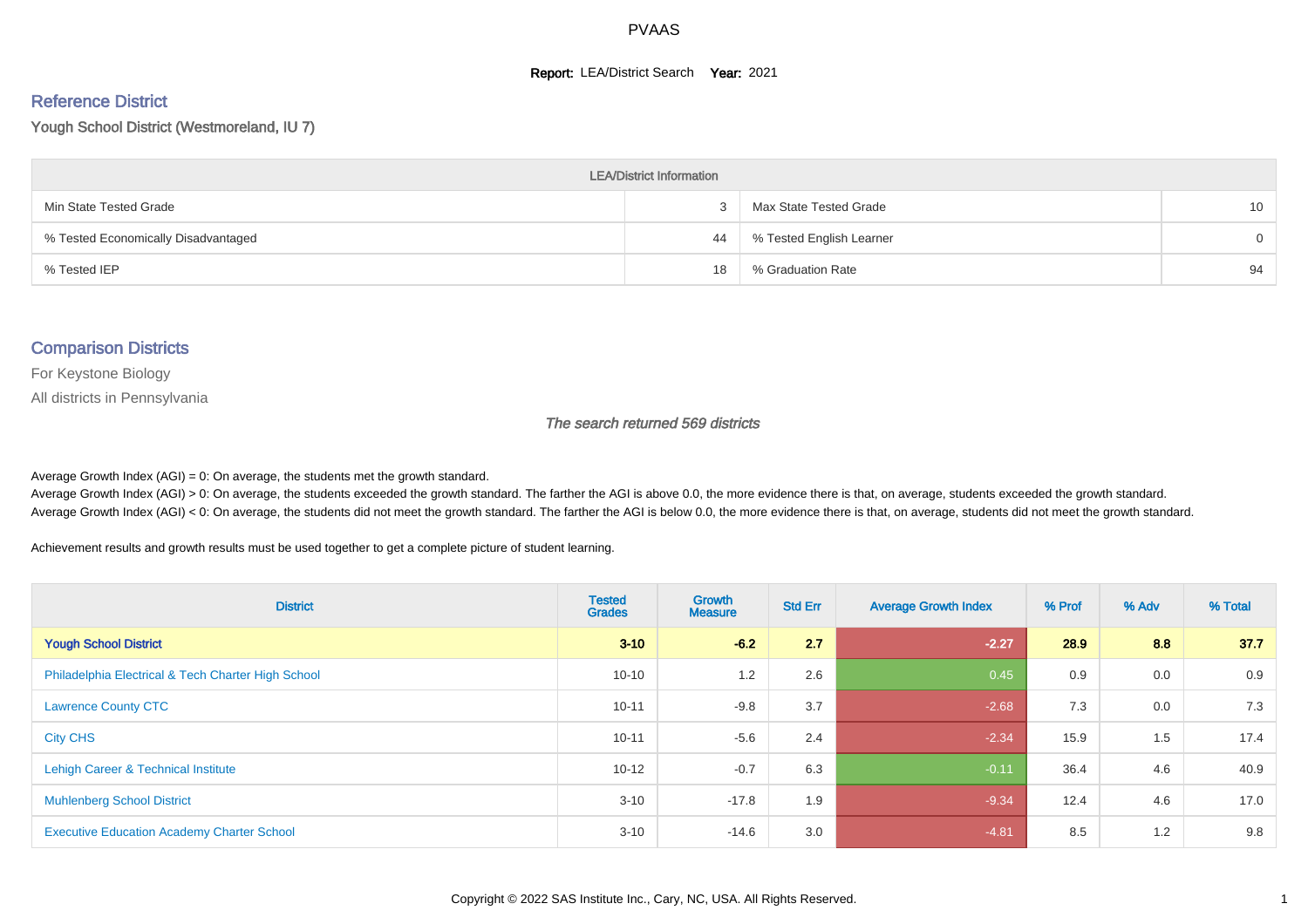# PVAAS

**Report:** LEA/District Search **Year:** 2021

## Reference District

Yough School District (Westmoreland, IU 7)

| LEA/District Information | | | |
|---|---|---|---|
| Min State Tested Grade | 3 | Max State Tested Grade | 10 |
| % Tested Economically Disadvantaged | 44 | % Tested English Learner | 0 |
| % Tested IEP | 18 | % Graduation Rate | 94 |

## Comparison Districts

For Keystone Biology

All districts in Pennsylvania

*The search returned 569 districts*

Average Growth Index (AGI) = 0: On average, the students met the growth standard.
Average Growth Index (AGI) > 0: On average, the students exceeded the growth standard. The farther the AGI is above 0.0, the more evidence there is that, on average, students exceeded the growth standard.
Average Growth Index (AGI) < 0: On average, the students did not meet the growth standard. The farther the AGI is below 0.0, the more evidence there is that, on average, students did not meet the growth standard.

Achievement results and growth results must be used together to get a complete picture of student learning.

| District | Tested Grades | Growth Measure | Std Err | Average Growth Index | % Prof | % Adv | % Total |
|---|---|---|---|---|---|---|---|
| **Yough School District** | **3-10** | **-6.2** | **2.7** | **-2.27** | **28.9** | **8.8** | **37.7** |
| Philadelphia Electrical & Tech Charter High School | 10-10 | 1.2 | 2.6 | 0.45 | 0.9 | 0.0 | 0.9 |
| Lawrence County CTC | 10-11 | -9.8 | 3.7 | -2.68 | 7.3 | 0.0 | 7.3 |
| City CHS | 10-11 | -5.6 | 2.4 | -2.34 | 15.9 | 1.5 | 17.4 |
| Lehigh Career & Technical Institute | 10-12 | -0.7 | 6.3 | -0.11 | 36.4 | 4.6 | 40.9 |
| Muhlenberg School District | 3-10 | -17.8 | 1.9 | -9.34 | 12.4 | 4.6 | 17.0 |
| Executive Education Academy Charter School | 3-10 | -14.6 | 3.0 | -4.81 | 8.5 | 1.2 | 9.8 |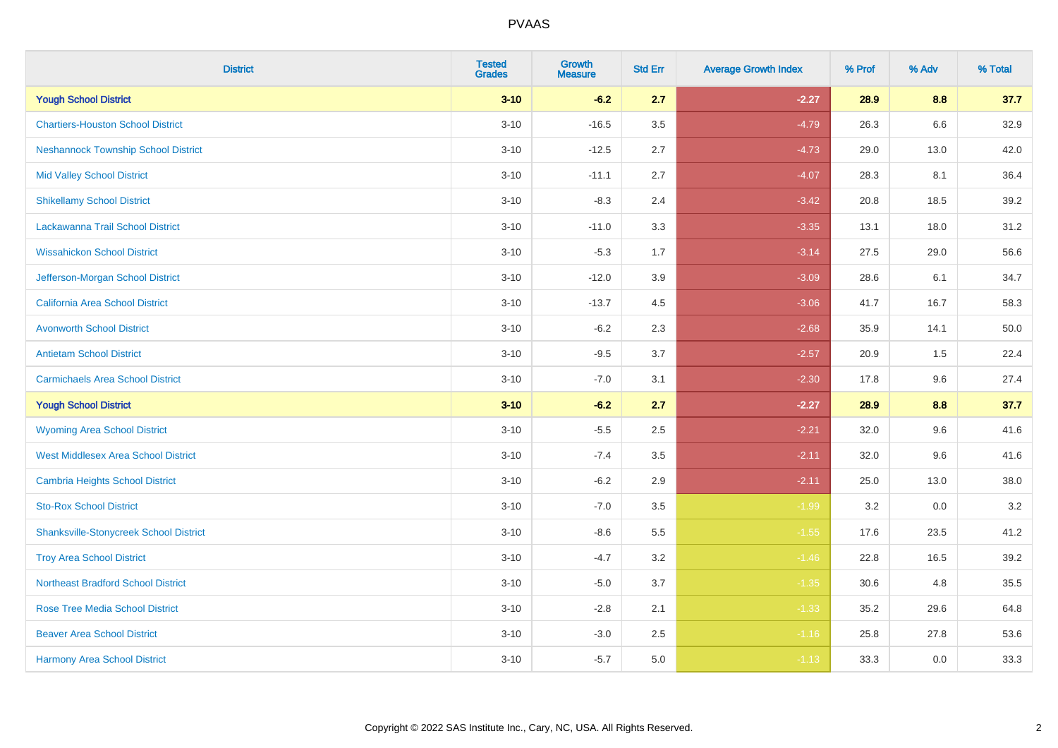| District | Tested Grades | Growth Measure | Std Err | Average Growth Index | % Prof | % Adv | % Total |
|---|---|---|---|---|---|---|---|
| **Yough School District** | **3-10** | **-6.2** | **2.7** | **-2.27** | **28.9** | **8.8** | **37.7** |
| Chartiers-Houston School District | 3-10 | -16.5 | 3.5 | -4.79 | 26.3 | 6.6 | 32.9 |
| Neshannock Township School District | 3-10 | -12.5 | 2.7 | -4.73 | 29.0 | 13.0 | 42.0 |
| Mid Valley School District | 3-10 | -11.1 | 2.7 | -4.07 | 28.3 | 8.1 | 36.4 |
| Shikellamy School District | 3-10 | -8.3 | 2.4 | -3.42 | 20.8 | 18.5 | 39.2 |
| Lackawanna Trail School District | 3-10 | -11.0 | 3.3 | -3.35 | 13.1 | 18.0 | 31.2 |
| Wissahickon School District | 3-10 | -5.3 | 1.7 | -3.14 | 27.5 | 29.0 | 56.6 |
| Jefferson-Morgan School District | 3-10 | -12.0 | 3.9 | -3.09 | 28.6 | 6.1 | 34.7 |
| California Area School District | 3-10 | -13.7 | 4.5 | -3.06 | 41.7 | 16.7 | 58.3 |
| Avonworth School District | 3-10 | -6.2 | 2.3 | -2.68 | 35.9 | 14.1 | 50.0 |
| Antietam School District | 3-10 | -9.5 | 3.7 | -2.57 | 20.9 | 1.5 | 22.4 |
| Carmichaels Area School District | 3-10 | -7.0 | 3.1 | -2.30 | 17.8 | 9.6 | 27.4 |
| **Yough School District** | **3-10** | **-6.2** | **2.7** | **-2.27** | **28.9** | **8.8** | **37.7** |
| Wyoming Area School District | 3-10 | -5.5 | 2.5 | -2.21 | 32.0 | 9.6 | 41.6 |
| West Middlesex Area School District | 3-10 | -7.4 | 3.5 | -2.11 | 32.0 | 9.6 | 41.6 |
| Cambria Heights School District | 3-10 | -6.2 | 2.9 | -2.11 | 25.0 | 13.0 | 38.0 |
| Sto-Rox School District | 3-10 | -7.0 | 3.5 | -1.99 | 3.2 | 0.0 | 3.2 |
| Shanksville-Stonycreek School District | 3-10 | -8.6 | 5.5 | -1.55 | 17.6 | 23.5 | 41.2 |
| Troy Area School District | 3-10 | -4.7 | 3.2 | -1.46 | 22.8 | 16.5 | 39.2 |
| Northeast Bradford School District | 3-10 | -5.0 | 3.7 | -1.35 | 30.6 | 4.8 | 35.5 |
| Rose Tree Media School District | 3-10 | -2.8 | 2.1 | -1.33 | 35.2 | 29.6 | 64.8 |
| Beaver Area School District | 3-10 | -3.0 | 2.5 | -1.16 | 25.8 | 27.8 | 53.6 |
| Harmony Area School District | 3-10 | -5.7 | 5.0 | -1.13 | 33.3 | 0.0 | 33.3 |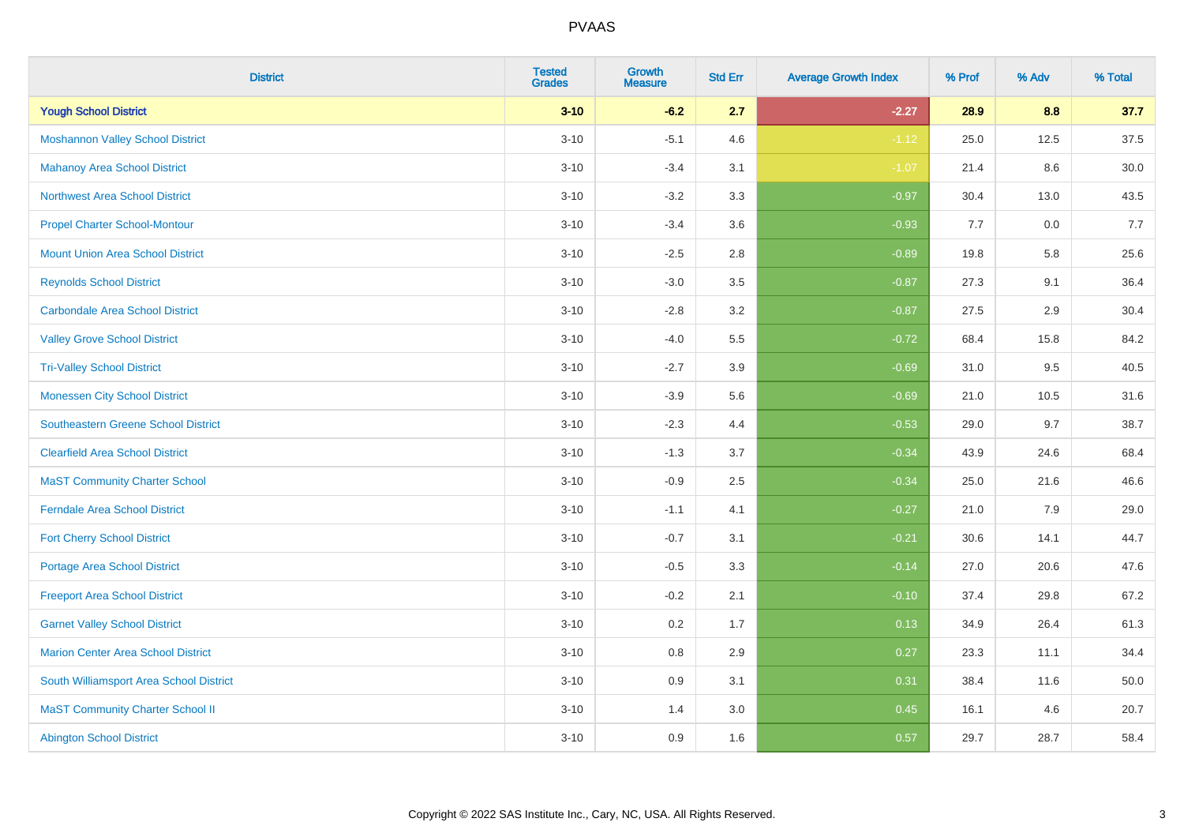# PVAAS

| District | Tested Grades | Growth Measure | Std Err | Average Growth Index | % Prof | % Adv | % Total |
|---|---|---|---|---|---|---|---|
| **Yough School District** | **3-10** | **-6.2** | **2.7** | **-2.27** | **28.9** | **8.8** | **37.7** |
| Moshannon Valley School District | 3-10 | -5.1 | 4.6 | -1.12 | 25.0 | 12.5 | 37.5 |
| Mahanoy Area School District | 3-10 | -3.4 | 3.1 | -1.07 | 21.4 | 8.6 | 30.0 |
| Northwest Area School District | 3-10 | -3.2 | 3.3 | -0.97 | 30.4 | 13.0 | 43.5 |
| Propel Charter School-Montour | 3-10 | -3.4 | 3.6 | -0.93 | 7.7 | 0.0 | 7.7 |
| Mount Union Area School District | 3-10 | -2.5 | 2.8 | -0.89 | 19.8 | 5.8 | 25.6 |
| Reynolds School District | 3-10 | -3.0 | 3.5 | -0.87 | 27.3 | 9.1 | 36.4 |
| Carbondale Area School District | 3-10 | -2.8 | 3.2 | -0.87 | 27.5 | 2.9 | 30.4 |
| Valley Grove School District | 3-10 | -4.0 | 5.5 | -0.72 | 68.4 | 15.8 | 84.2 |
| Tri-Valley School District | 3-10 | -2.7 | 3.9 | -0.69 | 31.0 | 9.5 | 40.5 |
| Monessen City School District | 3-10 | -3.9 | 5.6 | -0.69 | 21.0 | 10.5 | 31.6 |
| Southeastern Greene School District | 3-10 | -2.3 | 4.4 | -0.53 | 29.0 | 9.7 | 38.7 |
| Clearfield Area School District | 3-10 | -1.3 | 3.7 | -0.34 | 43.9 | 24.6 | 68.4 |
| MaST Community Charter School | 3-10 | -0.9 | 2.5 | -0.34 | 25.0 | 21.6 | 46.6 |
| Ferndale Area School District | 3-10 | -1.1 | 4.1 | -0.27 | 21.0 | 7.9 | 29.0 |
| Fort Cherry School District | 3-10 | -0.7 | 3.1 | -0.21 | 30.6 | 14.1 | 44.7 |
| Portage Area School District | 3-10 | -0.5 | 3.3 | -0.14 | 27.0 | 20.6 | 47.6 |
| Freeport Area School District | 3-10 | -0.2 | 2.1 | -0.10 | 37.4 | 29.8 | 67.2 |
| Garnet Valley School District | 3-10 | 0.2 | 1.7 | 0.13 | 34.9 | 26.4 | 61.3 |
| Marion Center Area School District | 3-10 | 0.8 | 2.9 | 0.27 | 23.3 | 11.1 | 34.4 |
| South Williamsport Area School District | 3-10 | 0.9 | 3.1 | 0.31 | 38.4 | 11.6 | 50.0 |
| MaST Community Charter School II | 3-10 | 1.4 | 3.0 | 0.45 | 16.1 | 4.6 | 20.7 |
| Abington School District | 3-10 | 0.9 | 1.6 | 0.57 | 29.7 | 28.7 | 58.4 |

Copyright © 2022 SAS Institute Inc., Cary, NC, USA. All Rights Reserved.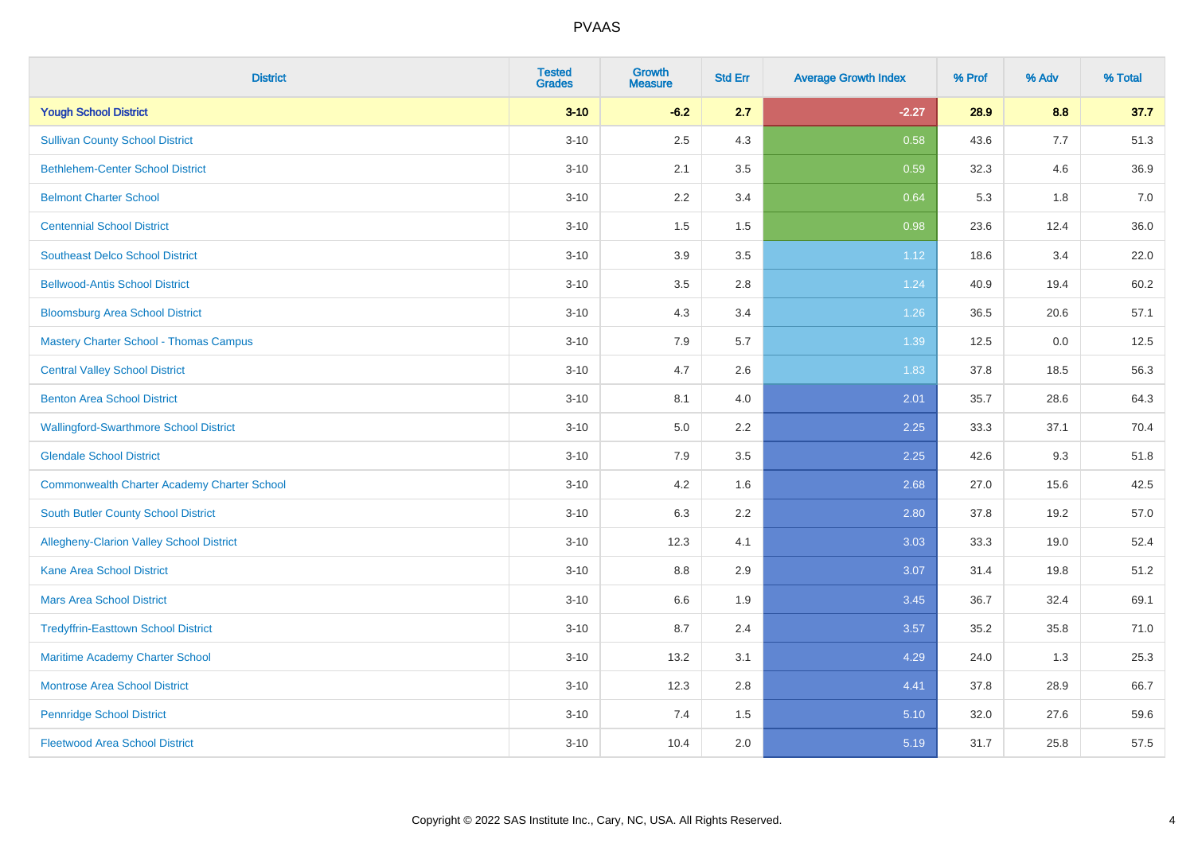PVAAS

| District | Tested Grades | Growth Measure | Std Err | Average Growth Index | % Prof | % Adv | % Total |
|---|---|---|---|---|---|---|---|
| **Yough School District** | **3-10** | **-6.2** | **2.7** | **-2.27** | **28.9** | **8.8** | **37.7** |
| Sullivan County School District | 3-10 | 2.5 | 4.3 | 0.58 | 43.6 | 7.7 | 51.3 |
| Bethlehem-Center School District | 3-10 | 2.1 | 3.5 | 0.59 | 32.3 | 4.6 | 36.9 |
| Belmont Charter School | 3-10 | 2.2 | 3.4 | 0.64 | 5.3 | 1.8 | 7.0 |
| Centennial School District | 3-10 | 1.5 | 1.5 | 0.98 | 23.6 | 12.4 | 36.0 |
| Southeast Delco School District | 3-10 | 3.9 | 3.5 | 1.12 | 18.6 | 3.4 | 22.0 |
| Bellwood-Antis School District | 3-10 | 3.5 | 2.8 | 1.24 | 40.9 | 19.4 | 60.2 |
| Bloomsburg Area School District | 3-10 | 4.3 | 3.4 | 1.26 | 36.5 | 20.6 | 57.1 |
| Mastery Charter School - Thomas Campus | 3-10 | 7.9 | 5.7 | 1.39 | 12.5 | 0.0 | 12.5 |
| Central Valley School District | 3-10 | 4.7 | 2.6 | 1.83 | 37.8 | 18.5 | 56.3 |
| Benton Area School District | 3-10 | 8.1 | 4.0 | 2.01 | 35.7 | 28.6 | 64.3 |
| Wallingford-Swarthmore School District | 3-10 | 5.0 | 2.2 | 2.25 | 33.3 | 37.1 | 70.4 |
| Glendale School District | 3-10 | 7.9 | 3.5 | 2.25 | 42.6 | 9.3 | 51.8 |
| Commonwealth Charter Academy Charter School | 3-10 | 4.2 | 1.6 | 2.68 | 27.0 | 15.6 | 42.5 |
| South Butler County School District | 3-10 | 6.3 | 2.2 | 2.80 | 37.8 | 19.2 | 57.0 |
| Allegheny-Clarion Valley School District | 3-10 | 12.3 | 4.1 | 3.03 | 33.3 | 19.0 | 52.4 |
| Kane Area School District | 3-10 | 8.8 | 2.9 | 3.07 | 31.4 | 19.8 | 51.2 |
| Mars Area School District | 3-10 | 6.6 | 1.9 | 3.45 | 36.7 | 32.4 | 69.1 |
| Tredyffrin-Easttown School District | 3-10 | 8.7 | 2.4 | 3.57 | 35.2 | 35.8 | 71.0 |
| Maritime Academy Charter School | 3-10 | 13.2 | 3.1 | 4.29 | 24.0 | 1.3 | 25.3 |
| Montrose Area School District | 3-10 | 12.3 | 2.8 | 4.41 | 37.8 | 28.9 | 66.7 |
| Pennridge School District | 3-10 | 7.4 | 1.5 | 5.10 | 32.0 | 27.6 | 59.6 |
| Fleetwood Area School District | 3-10 | 10.4 | 2.0 | 5.19 | 31.7 | 25.8 | 57.5 |

Copyright © 2022 SAS Institute Inc., Cary, NC, USA. All Rights Reserved.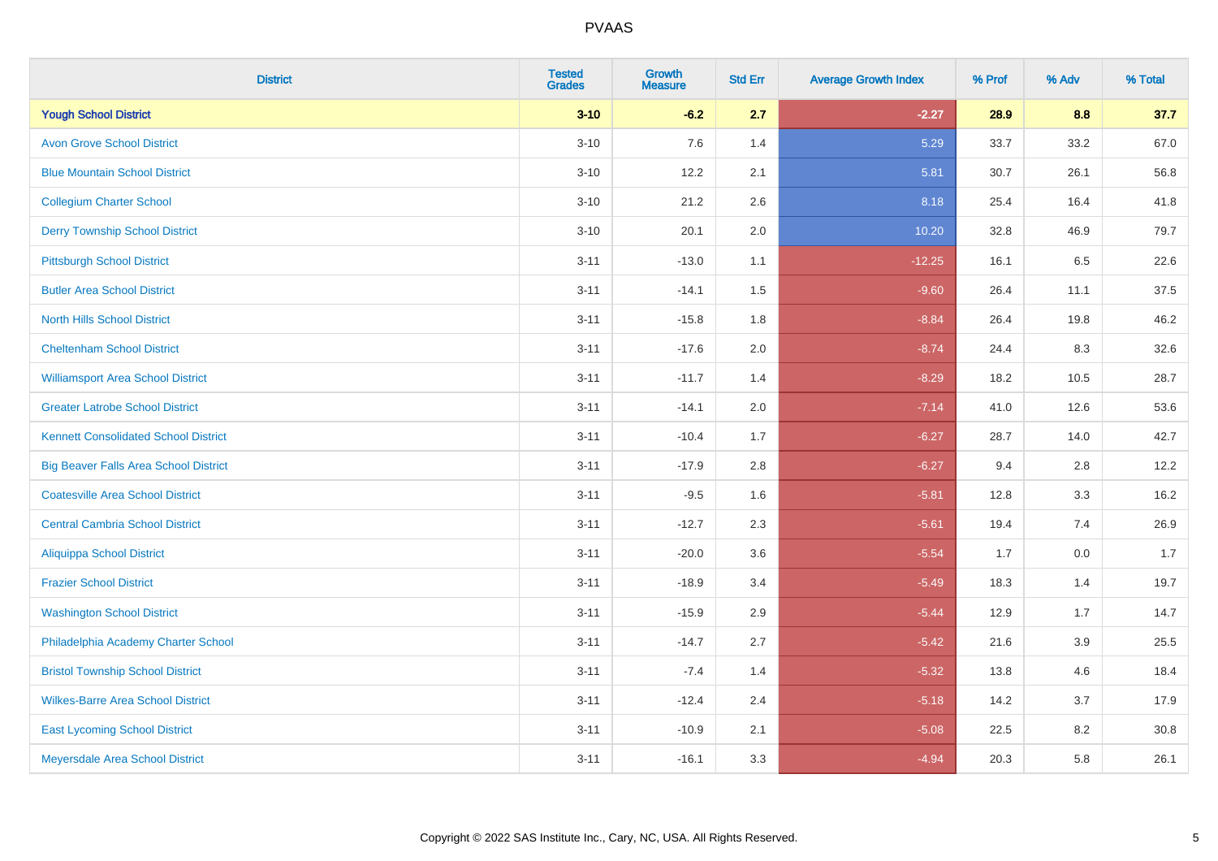| District | Tested Grades | Growth Measure | Std Err | Average Growth Index | % Prof | % Adv | % Total |
|---|---|---|---|---|---|---|---|
| **Yough School District** | **3-10** | **-6.2** | **2.7** | **-2.27** | **28.9** | **8.8** | **37.7** |
| Avon Grove School District | 3-10 | 7.6 | 1.4 | 5.29 | 33.7 | 33.2 | 67.0 |
| Blue Mountain School District | 3-10 | 12.2 | 2.1 | 5.81 | 30.7 | 26.1 | 56.8 |
| Collegium Charter School | 3-10 | 21.2 | 2.6 | 8.18 | 25.4 | 16.4 | 41.8 |
| Derry Township School District | 3-10 | 20.1 | 2.0 | 10.20 | 32.8 | 46.9 | 79.7 |
| Pittsburgh School District | 3-11 | -13.0 | 1.1 | -12.25 | 16.1 | 6.5 | 22.6 |
| Butler Area School District | 3-11 | -14.1 | 1.5 | -9.60 | 26.4 | 11.1 | 37.5 |
| North Hills School District | 3-11 | -15.8 | 1.8 | -8.84 | 26.4 | 19.8 | 46.2 |
| Cheltenham School District | 3-11 | -17.6 | 2.0 | -8.74 | 24.4 | 8.3 | 32.6 |
| Williamsport Area School District | 3-11 | -11.7 | 1.4 | -8.29 | 18.2 | 10.5 | 28.7 |
| Greater Latrobe School District | 3-11 | -14.1 | 2.0 | -7.14 | 41.0 | 12.6 | 53.6 |
| Kennett Consolidated School District | 3-11 | -10.4 | 1.7 | -6.27 | 28.7 | 14.0 | 42.7 |
| Big Beaver Falls Area School District | 3-11 | -17.9 | 2.8 | -6.27 | 9.4 | 2.8 | 12.2 |
| Coatesville Area School District | 3-11 | -9.5 | 1.6 | -5.81 | 12.8 | 3.3 | 16.2 |
| Central Cambria School District | 3-11 | -12.7 | 2.3 | -5.61 | 19.4 | 7.4 | 26.9 |
| Aliquippa School District | 3-11 | -20.0 | 3.6 | -5.54 | 1.7 | 0.0 | 1.7 |
| Frazier School District | 3-11 | -18.9 | 3.4 | -5.49 | 18.3 | 1.4 | 19.7 |
| Washington School District | 3-11 | -15.9 | 2.9 | -5.44 | 12.9 | 1.7 | 14.7 |
| Philadelphia Academy Charter School | 3-11 | -14.7 | 2.7 | -5.42 | 21.6 | 3.9 | 25.5 |
| Bristol Township School District | 3-11 | -7.4 | 1.4 | -5.32 | 13.8 | 4.6 | 18.4 |
| Wilkes-Barre Area School District | 3-11 | -12.4 | 2.4 | -5.18 | 14.2 | 3.7 | 17.9 |
| East Lycoming School District | 3-11 | -10.9 | 2.1 | -5.08 | 22.5 | 8.2 | 30.8 |
| Meyersdale Area School District | 3-11 | -16.1 | 3.3 | -4.94 | 20.3 | 5.8 | 26.1 |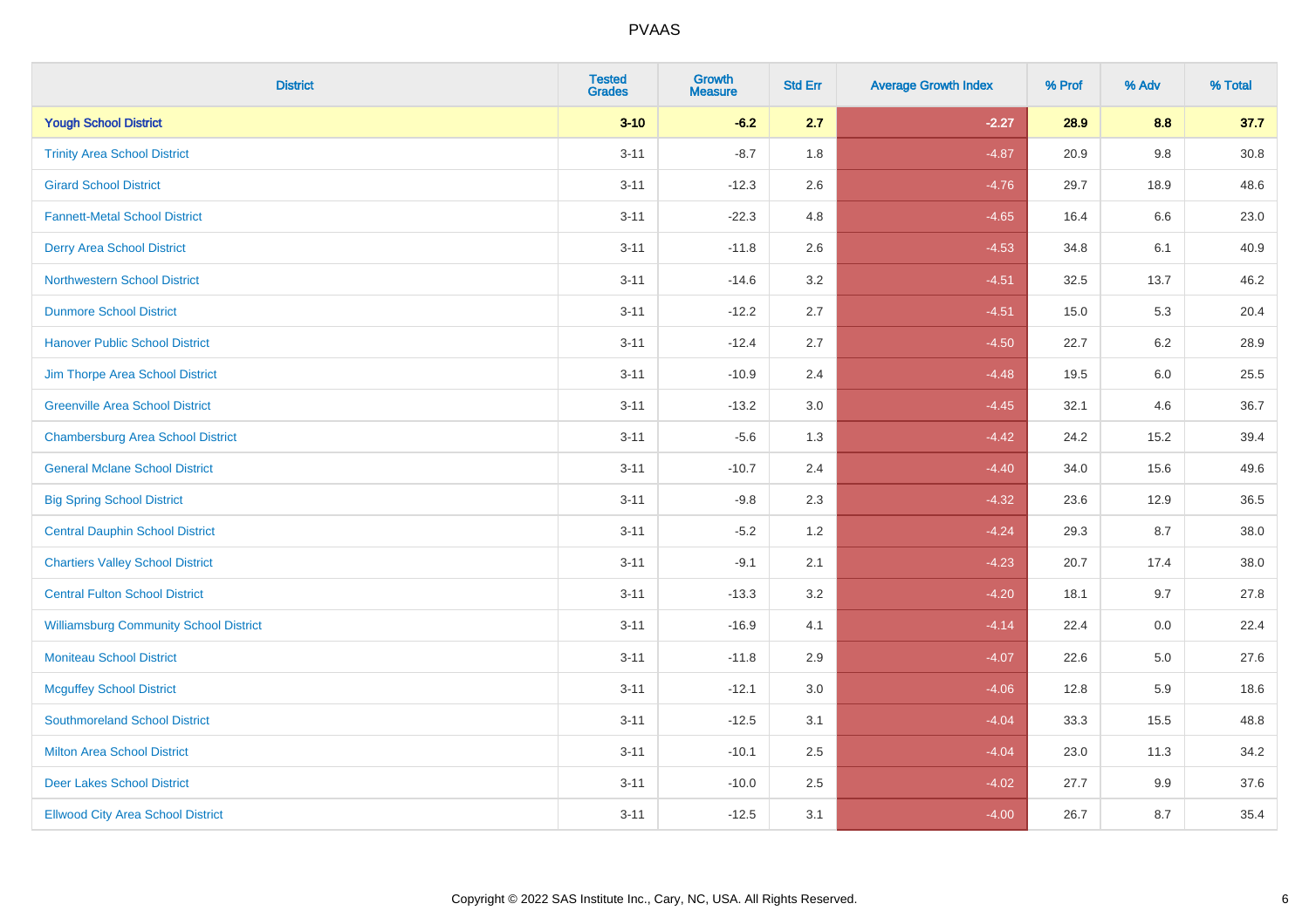# PVAAS

| District | Tested Grades | Growth Measure | Std Err | Average Growth Index | % Prof | % Adv | % Total |
|---|---|---|---|---|---|---|---|
| **Yough School District** | **3-10** | **-6.2** | **2.7** | **-2.27** | **28.9** | **8.8** | **37.7** |
| Trinity Area School District | 3-11 | -8.7 | 1.8 | -4.87 | 20.9 | 9.8 | 30.8 |
| Girard School District | 3-11 | -12.3 | 2.6 | -4.76 | 29.7 | 18.9 | 48.6 |
| Fannett-Metal School District | 3-11 | -22.3 | 4.8 | -4.65 | 16.4 | 6.6 | 23.0 |
| Derry Area School District | 3-11 | -11.8 | 2.6 | -4.53 | 34.8 | 6.1 | 40.9 |
| Northwestern School District | 3-11 | -14.6 | 3.2 | -4.51 | 32.5 | 13.7 | 46.2 |
| Dunmore School District | 3-11 | -12.2 | 2.7 | -4.51 | 15.0 | 5.3 | 20.4 |
| Hanover Public School District | 3-11 | -12.4 | 2.7 | -4.50 | 22.7 | 6.2 | 28.9 |
| Jim Thorpe Area School District | 3-11 | -10.9 | 2.4 | -4.48 | 19.5 | 6.0 | 25.5 |
| Greenville Area School District | 3-11 | -13.2 | 3.0 | -4.45 | 32.1 | 4.6 | 36.7 |
| Chambersburg Area School District | 3-11 | -5.6 | 1.3 | -4.42 | 24.2 | 15.2 | 39.4 |
| General Mclane School District | 3-11 | -10.7 | 2.4 | -4.40 | 34.0 | 15.6 | 49.6 |
| Big Spring School District | 3-11 | -9.8 | 2.3 | -4.32 | 23.6 | 12.9 | 36.5 |
| Central Dauphin School District | 3-11 | -5.2 | 1.2 | -4.24 | 29.3 | 8.7 | 38.0 |
| Chartiers Valley School District | 3-11 | -9.1 | 2.1 | -4.23 | 20.7 | 17.4 | 38.0 |
| Central Fulton School District | 3-11 | -13.3 | 3.2 | -4.20 | 18.1 | 9.7 | 27.8 |
| Williamsburg Community School District | 3-11 | -16.9 | 4.1 | -4.14 | 22.4 | 0.0 | 22.4 |
| Moniteau School District | 3-11 | -11.8 | 2.9 | -4.07 | 22.6 | 5.0 | 27.6 |
| Mcguffey School District | 3-11 | -12.1 | 3.0 | -4.06 | 12.8 | 5.9 | 18.6 |
| Southmoreland School District | 3-11 | -12.5 | 3.1 | -4.04 | 33.3 | 15.5 | 48.8 |
| Milton Area School District | 3-11 | -10.1 | 2.5 | -4.04 | 23.0 | 11.3 | 34.2 |
| Deer Lakes School District | 3-11 | -10.0 | 2.5 | -4.02 | 27.7 | 9.9 | 37.6 |
| Ellwood City Area School District | 3-11 | -12.5 | 3.1 | -4.00 | 26.7 | 8.7 | 35.4 |

Copyright © 2022 SAS Institute Inc., Cary, NC, USA. All Rights Reserved.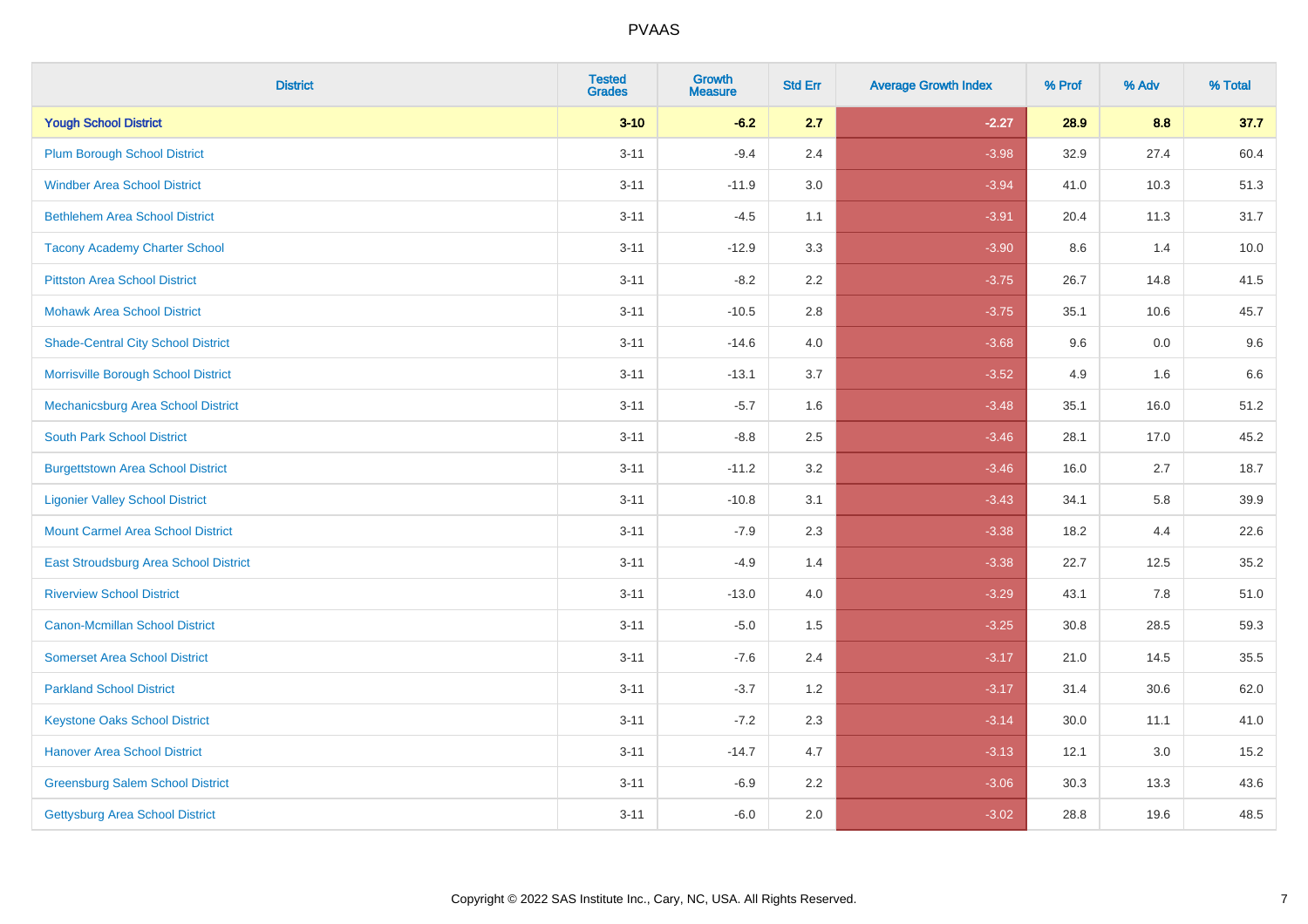# PVAAS

| District | Tested Grades | Growth Measure | Std Err | Average Growth Index | % Prof | % Adv | % Total |
|---|---|---|---|---|---|---|---|
| **Yough School District** | **3-10** | **-6.2** | **2.7** | **-2.27** | **28.9** | **8.8** | **37.7** |
| Plum Borough School District | 3-11 | -9.4 | 2.4 | -3.98 | 32.9 | 27.4 | 60.4 |
| Windber Area School District | 3-11 | -11.9 | 3.0 | -3.94 | 41.0 | 10.3 | 51.3 |
| Bethlehem Area School District | 3-11 | -4.5 | 1.1 | -3.91 | 20.4 | 11.3 | 31.7 |
| Tacony Academy Charter School | 3-11 | -12.9 | 3.3 | -3.90 | 8.6 | 1.4 | 10.0 |
| Pittston Area School District | 3-11 | -8.2 | 2.2 | -3.75 | 26.7 | 14.8 | 41.5 |
| Mohawk Area School District | 3-11 | -10.5 | 2.8 | -3.75 | 35.1 | 10.6 | 45.7 |
| Shade-Central City School District | 3-11 | -14.6 | 4.0 | -3.68 | 9.6 | 0.0 | 9.6 |
| Morrisville Borough School District | 3-11 | -13.1 | 3.7 | -3.52 | 4.9 | 1.6 | 6.6 |
| Mechanicsburg Area School District | 3-11 | -5.7 | 1.6 | -3.48 | 35.1 | 16.0 | 51.2 |
| South Park School District | 3-11 | -8.8 | 2.5 | -3.46 | 28.1 | 17.0 | 45.2 |
| Burgettstown Area School District | 3-11 | -11.2 | 3.2 | -3.46 | 16.0 | 2.7 | 18.7 |
| Ligonier Valley School District | 3-11 | -10.8 | 3.1 | -3.43 | 34.1 | 5.8 | 39.9 |
| Mount Carmel Area School District | 3-11 | -7.9 | 2.3 | -3.38 | 18.2 | 4.4 | 22.6 |
| East Stroudsburg Area School District | 3-11 | -4.9 | 1.4 | -3.38 | 22.7 | 12.5 | 35.2 |
| Riverview School District | 3-11 | -13.0 | 4.0 | -3.29 | 43.1 | 7.8 | 51.0 |
| Canon-Mcmillan School District | 3-11 | -5.0 | 1.5 | -3.25 | 30.8 | 28.5 | 59.3 |
| Somerset Area School District | 3-11 | -7.6 | 2.4 | -3.17 | 21.0 | 14.5 | 35.5 |
| Parkland School District | 3-11 | -3.7 | 1.2 | -3.17 | 31.4 | 30.6 | 62.0 |
| Keystone Oaks School District | 3-11 | -7.2 | 2.3 | -3.14 | 30.0 | 11.1 | 41.0 |
| Hanover Area School District | 3-11 | -14.7 | 4.7 | -3.13 | 12.1 | 3.0 | 15.2 |
| Greensburg Salem School District | 3-11 | -6.9 | 2.2 | -3.06 | 30.3 | 13.3 | 43.6 |
| Gettysburg Area School District | 3-11 | -6.0 | 2.0 | -3.02 | 28.8 | 19.6 | 48.5 |

Copyright © 2022 SAS Institute Inc., Cary, NC, USA. All Rights Reserved.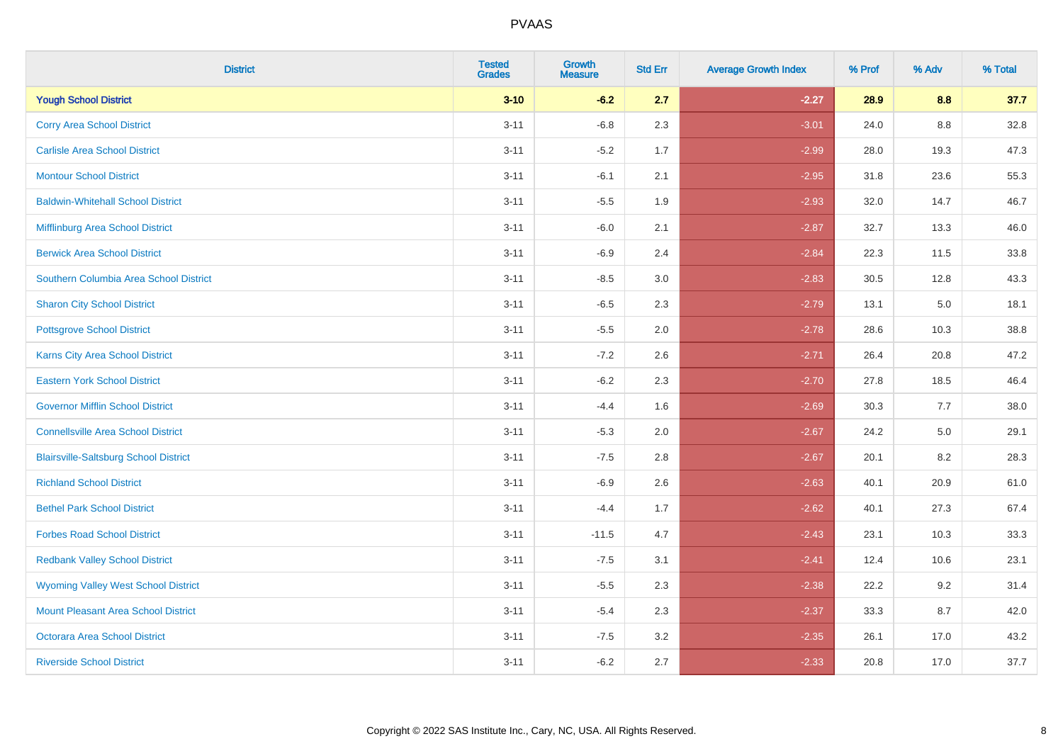PVAAS

| District | Tested Grades | Growth Measure | Std Err | Average Growth Index | % Prof | % Adv | % Total |
|---|---|---|---|---|---|---|---|
| **Yough School District** | **3-10** | **-6.2** | **2.7** | **-2.27** | **28.9** | **8.8** | **37.7** |
| Corry Area School District | 3-11 | -6.8 | 2.3 | -3.01 | 24.0 | 8.8 | 32.8 |
| Carlisle Area School District | 3-11 | -5.2 | 1.7 | -2.99 | 28.0 | 19.3 | 47.3 |
| Montour School District | 3-11 | -6.1 | 2.1 | -2.95 | 31.8 | 23.6 | 55.3 |
| Baldwin-Whitehall School District | 3-11 | -5.5 | 1.9 | -2.93 | 32.0 | 14.7 | 46.7 |
| Mifflinburg Area School District | 3-11 | -6.0 | 2.1 | -2.87 | 32.7 | 13.3 | 46.0 |
| Berwick Area School District | 3-11 | -6.9 | 2.4 | -2.84 | 22.3 | 11.5 | 33.8 |
| Southern Columbia Area School District | 3-11 | -8.5 | 3.0 | -2.83 | 30.5 | 12.8 | 43.3 |
| Sharon City School District | 3-11 | -6.5 | 2.3 | -2.79 | 13.1 | 5.0 | 18.1 |
| Pottsgrove School District | 3-11 | -5.5 | 2.0 | -2.78 | 28.6 | 10.3 | 38.8 |
| Karns City Area School District | 3-11 | -7.2 | 2.6 | -2.71 | 26.4 | 20.8 | 47.2 |
| Eastern York School District | 3-11 | -6.2 | 2.3 | -2.70 | 27.8 | 18.5 | 46.4 |
| Governor Mifflin School District | 3-11 | -4.4 | 1.6 | -2.69 | 30.3 | 7.7 | 38.0 |
| Connellsville Area School District | 3-11 | -5.3 | 2.0 | -2.67 | 24.2 | 5.0 | 29.1 |
| Blairsville-Saltsburg School District | 3-11 | -7.5 | 2.8 | -2.67 | 20.1 | 8.2 | 28.3 |
| Richland School District | 3-11 | -6.9 | 2.6 | -2.63 | 40.1 | 20.9 | 61.0 |
| Bethel Park School District | 3-11 | -4.4 | 1.7 | -2.62 | 40.1 | 27.3 | 67.4 |
| Forbes Road School District | 3-11 | -11.5 | 4.7 | -2.43 | 23.1 | 10.3 | 33.3 |
| Redbank Valley School District | 3-11 | -7.5 | 3.1 | -2.41 | 12.4 | 10.6 | 23.1 |
| Wyoming Valley West School District | 3-11 | -5.5 | 2.3 | -2.38 | 22.2 | 9.2 | 31.4 |
| Mount Pleasant Area School District | 3-11 | -5.4 | 2.3 | -2.37 | 33.3 | 8.7 | 42.0 |
| Octorara Area School District | 3-11 | -7.5 | 3.2 | -2.35 | 26.1 | 17.0 | 43.2 |
| Riverside School District | 3-11 | -6.2 | 2.7 | -2.33 | 20.8 | 17.0 | 37.7 |

Copyright © 2022 SAS Institute Inc., Cary, NC, USA. All Rights Reserved.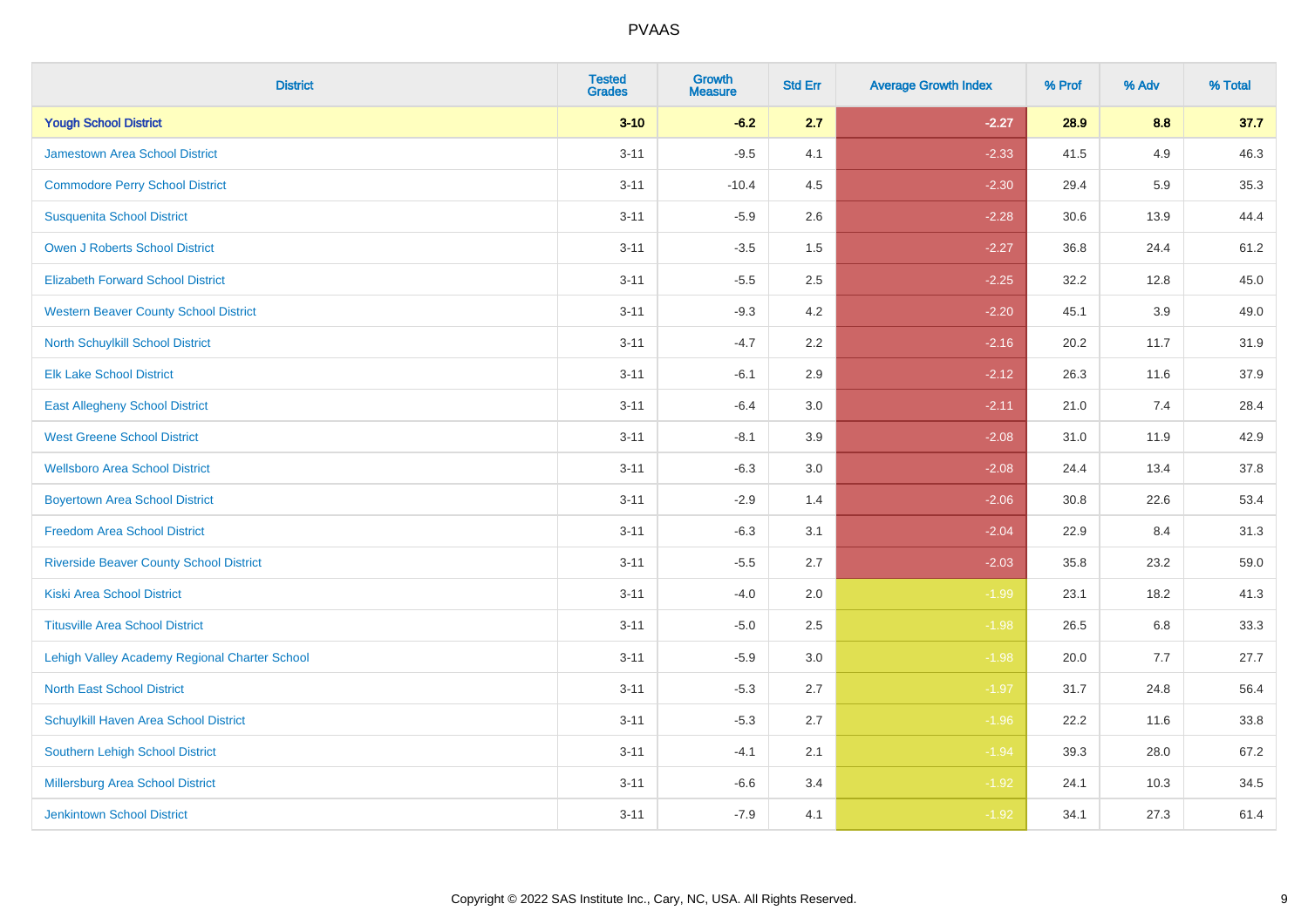# PVAAS

| District | Tested Grades | Growth Measure | Std Err | Average Growth Index | % Prof | % Adv | % Total |
|---|---|---|---|---|---|---|---|
| **Yough School District** | **3-10** | **-6.2** | **2.7** | **-2.27** | **28.9** | **8.8** | **37.7** |
| Jamestown Area School District | 3-11 | -9.5 | 4.1 | -2.33 | 41.5 | 4.9 | 46.3 |
| Commodore Perry School District | 3-11 | -10.4 | 4.5 | -2.30 | 29.4 | 5.9 | 35.3 |
| Susquenita School District | 3-11 | -5.9 | 2.6 | -2.28 | 30.6 | 13.9 | 44.4 |
| Owen J Roberts School District | 3-11 | -3.5 | 1.5 | -2.27 | 36.8 | 24.4 | 61.2 |
| Elizabeth Forward School District | 3-11 | -5.5 | 2.5 | -2.25 | 32.2 | 12.8 | 45.0 |
| Western Beaver County School District | 3-11 | -9.3 | 4.2 | -2.20 | 45.1 | 3.9 | 49.0 |
| North Schuylkill School District | 3-11 | -4.7 | 2.2 | -2.16 | 20.2 | 11.7 | 31.9 |
| Elk Lake School District | 3-11 | -6.1 | 2.9 | -2.12 | 26.3 | 11.6 | 37.9 |
| East Allegheny School District | 3-11 | -6.4 | 3.0 | -2.11 | 21.0 | 7.4 | 28.4 |
| West Greene School District | 3-11 | -8.1 | 3.9 | -2.08 | 31.0 | 11.9 | 42.9 |
| Wellsboro Area School District | 3-11 | -6.3 | 3.0 | -2.08 | 24.4 | 13.4 | 37.8 |
| Boyertown Area School District | 3-11 | -2.9 | 1.4 | -2.06 | 30.8 | 22.6 | 53.4 |
| Freedom Area School District | 3-11 | -6.3 | 3.1 | -2.04 | 22.9 | 8.4 | 31.3 |
| Riverside Beaver County School District | 3-11 | -5.5 | 2.7 | -2.03 | 35.8 | 23.2 | 59.0 |
| Kiski Area School District | 3-11 | -4.0 | 2.0 | -1.99 | 23.1 | 18.2 | 41.3 |
| Titusville Area School District | 3-11 | -5.0 | 2.5 | -1.98 | 26.5 | 6.8 | 33.3 |
| Lehigh Valley Academy Regional Charter School | 3-11 | -5.9 | 3.0 | -1.98 | 20.0 | 7.7 | 27.7 |
| North East School District | 3-11 | -5.3 | 2.7 | -1.97 | 31.7 | 24.8 | 56.4 |
| Schuylkill Haven Area School District | 3-11 | -5.3 | 2.7 | -1.96 | 22.2 | 11.6 | 33.8 |
| Southern Lehigh School District | 3-11 | -4.1 | 2.1 | -1.94 | 39.3 | 28.0 | 67.2 |
| Millersburg Area School District | 3-11 | -6.6 | 3.4 | -1.92 | 24.1 | 10.3 | 34.5 |
| Jenkintown School District | 3-11 | -7.9 | 4.1 | -1.92 | 34.1 | 27.3 | 61.4 |

Copyright © 2022 SAS Institute Inc., Cary, NC, USA. All Rights Reserved.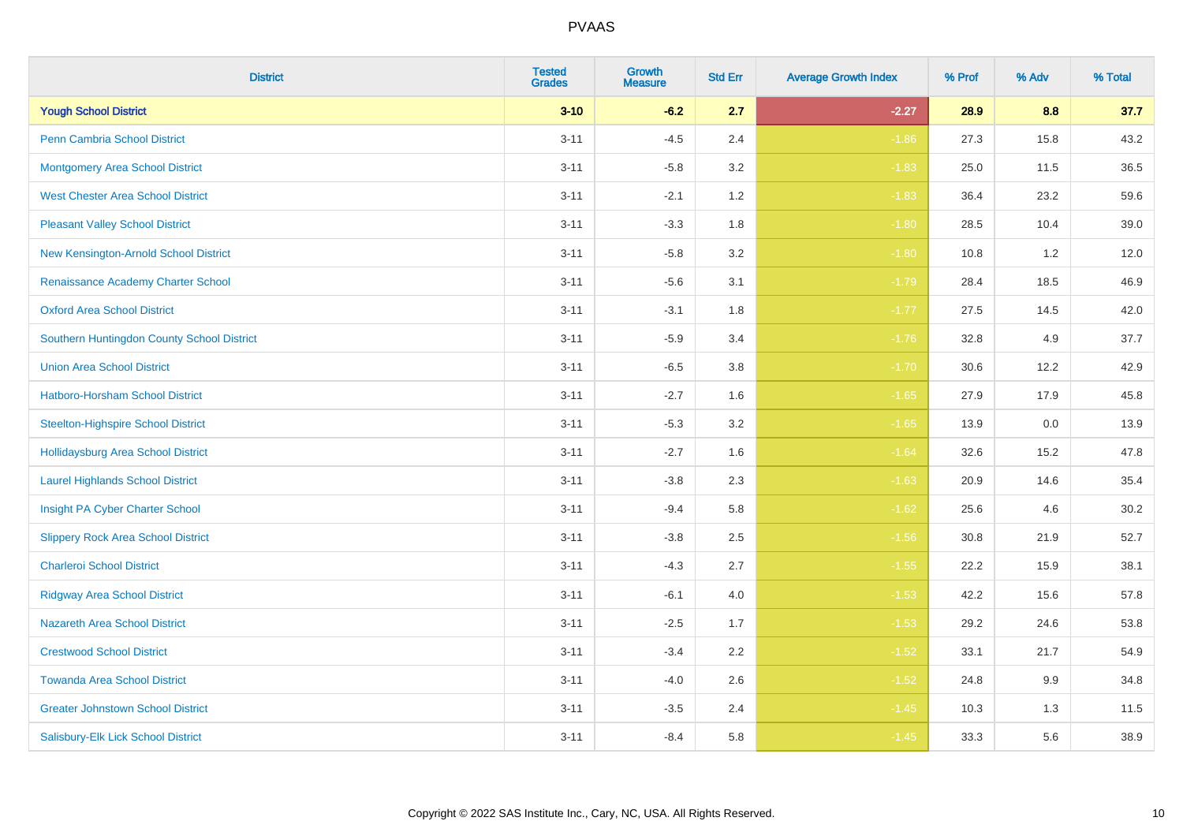| District | Tested Grades | Growth Measure | Std Err | Average Growth Index | % Prof | % Adv | % Total |
|---|---|---|---|---|---|---|---|
| **Yough School District** | **3-10** | **-6.2** | **2.7** | **-2.27** | **28.9** | **8.8** | **37.7** |
| Penn Cambria School District | 3-11 | -4.5 | 2.4 | -1.86 | 27.3 | 15.8 | 43.2 |
| Montgomery Area School District | 3-11 | -5.8 | 3.2 | -1.83 | 25.0 | 11.5 | 36.5 |
| West Chester Area School District | 3-11 | -2.1 | 1.2 | -1.83 | 36.4 | 23.2 | 59.6 |
| Pleasant Valley School District | 3-11 | -3.3 | 1.8 | -1.80 | 28.5 | 10.4 | 39.0 |
| New Kensington-Arnold School District | 3-11 | -5.8 | 3.2 | -1.80 | 10.8 | 1.2 | 12.0 |
| Renaissance Academy Charter School | 3-11 | -5.6 | 3.1 | -1.79 | 28.4 | 18.5 | 46.9 |
| Oxford Area School District | 3-11 | -3.1 | 1.8 | -1.77 | 27.5 | 14.5 | 42.0 |
| Southern Huntingdon County School District | 3-11 | -5.9 | 3.4 | -1.76 | 32.8 | 4.9 | 37.7 |
| Union Area School District | 3-11 | -6.5 | 3.8 | -1.70 | 30.6 | 12.2 | 42.9 |
| Hatboro-Horsham School District | 3-11 | -2.7 | 1.6 | -1.65 | 27.9 | 17.9 | 45.8 |
| Steelton-Highspire School District | 3-11 | -5.3 | 3.2 | -1.65 | 13.9 | 0.0 | 13.9 |
| Hollidaysburg Area School District | 3-11 | -2.7 | 1.6 | -1.64 | 32.6 | 15.2 | 47.8 |
| Laurel Highlands School District | 3-11 | -3.8 | 2.3 | -1.63 | 20.9 | 14.6 | 35.4 |
| Insight PA Cyber Charter School | 3-11 | -9.4 | 5.8 | -1.62 | 25.6 | 4.6 | 30.2 |
| Slippery Rock Area School District | 3-11 | -3.8 | 2.5 | -1.56 | 30.8 | 21.9 | 52.7 |
| Charleroi School District | 3-11 | -4.3 | 2.7 | -1.55 | 22.2 | 15.9 | 38.1 |
| Ridgway Area School District | 3-11 | -6.1 | 4.0 | -1.53 | 42.2 | 15.6 | 57.8 |
| Nazareth Area School District | 3-11 | -2.5 | 1.7 | -1.53 | 29.2 | 24.6 | 53.8 |
| Crestwood School District | 3-11 | -3.4 | 2.2 | -1.52 | 33.1 | 21.7 | 54.9 |
| Towanda Area School District | 3-11 | -4.0 | 2.6 | -1.52 | 24.8 | 9.9 | 34.8 |
| Greater Johnstown School District | 3-11 | -3.5 | 2.4 | -1.45 | 10.3 | 1.3 | 11.5 |
| Salisbury-Elk Lick School District | 3-11 | -8.4 | 5.8 | -1.45 | 33.3 | 5.6 | 38.9 |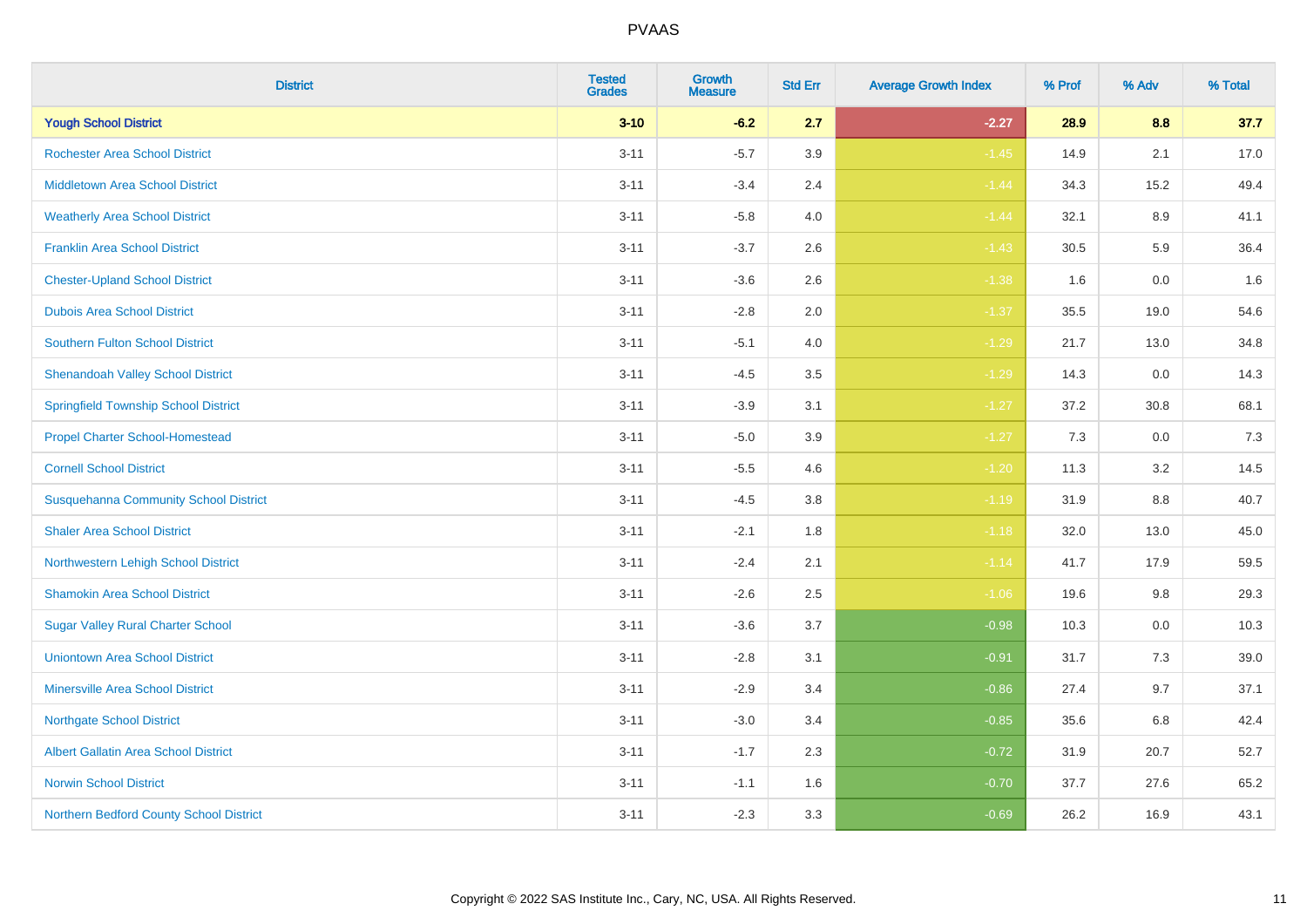# PVAAS

| District | Tested Grades | Growth Measure | Std Err | Average Growth Index | % Prof | % Adv | % Total |
|---|---|---|---|---|---|---|---|
| **Yough School District** | **3-10** | **-6.2** | **2.7** | **-2.27** | **28.9** | **8.8** | **37.7** |
| Rochester Area School District | 3-11 | -5.7 | 3.9 | -1.45 | 14.9 | 2.1 | 17.0 |
| Middletown Area School District | 3-11 | -3.4 | 2.4 | -1.44 | 34.3 | 15.2 | 49.4 |
| Weatherly Area School District | 3-11 | -5.8 | 4.0 | -1.44 | 32.1 | 8.9 | 41.1 |
| Franklin Area School District | 3-11 | -3.7 | 2.6 | -1.43 | 30.5 | 5.9 | 36.4 |
| Chester-Upland School District | 3-11 | -3.6 | 2.6 | -1.38 | 1.6 | 0.0 | 1.6 |
| Dubois Area School District | 3-11 | -2.8 | 2.0 | -1.37 | 35.5 | 19.0 | 54.6 |
| Southern Fulton School District | 3-11 | -5.1 | 4.0 | -1.29 | 21.7 | 13.0 | 34.8 |
| Shenandoah Valley School District | 3-11 | -4.5 | 3.5 | -1.29 | 14.3 | 0.0 | 14.3 |
| Springfield Township School District | 3-11 | -3.9 | 3.1 | -1.27 | 37.2 | 30.8 | 68.1 |
| Propel Charter School-Homestead | 3-11 | -5.0 | 3.9 | -1.27 | 7.3 | 0.0 | 7.3 |
| Cornell School District | 3-11 | -5.5 | 4.6 | -1.20 | 11.3 | 3.2 | 14.5 |
| Susquehanna Community School District | 3-11 | -4.5 | 3.8 | -1.19 | 31.9 | 8.8 | 40.7 |
| Shaler Area School District | 3-11 | -2.1 | 1.8 | -1.18 | 32.0 | 13.0 | 45.0 |
| Northwestern Lehigh School District | 3-11 | -2.4 | 2.1 | -1.14 | 41.7 | 17.9 | 59.5 |
| Shamokin Area School District | 3-11 | -2.6 | 2.5 | -1.06 | 19.6 | 9.8 | 29.3 |
| Sugar Valley Rural Charter School | 3-11 | -3.6 | 3.7 | -0.98 | 10.3 | 0.0 | 10.3 |
| Uniontown Area School District | 3-11 | -2.8 | 3.1 | -0.91 | 31.7 | 7.3 | 39.0 |
| Minersville Area School District | 3-11 | -2.9 | 3.4 | -0.86 | 27.4 | 9.7 | 37.1 |
| Northgate School District | 3-11 | -3.0 | 3.4 | -0.85 | 35.6 | 6.8 | 42.4 |
| Albert Gallatin Area School District | 3-11 | -1.7 | 2.3 | -0.72 | 31.9 | 20.7 | 52.7 |
| Norwin School District | 3-11 | -1.1 | 1.6 | -0.70 | 37.7 | 27.6 | 65.2 |
| Northern Bedford County School District | 3-11 | -2.3 | 3.3 | -0.69 | 26.2 | 16.9 | 43.1 |

Copyright © 2022 SAS Institute Inc., Cary, NC, USA. All Rights Reserved.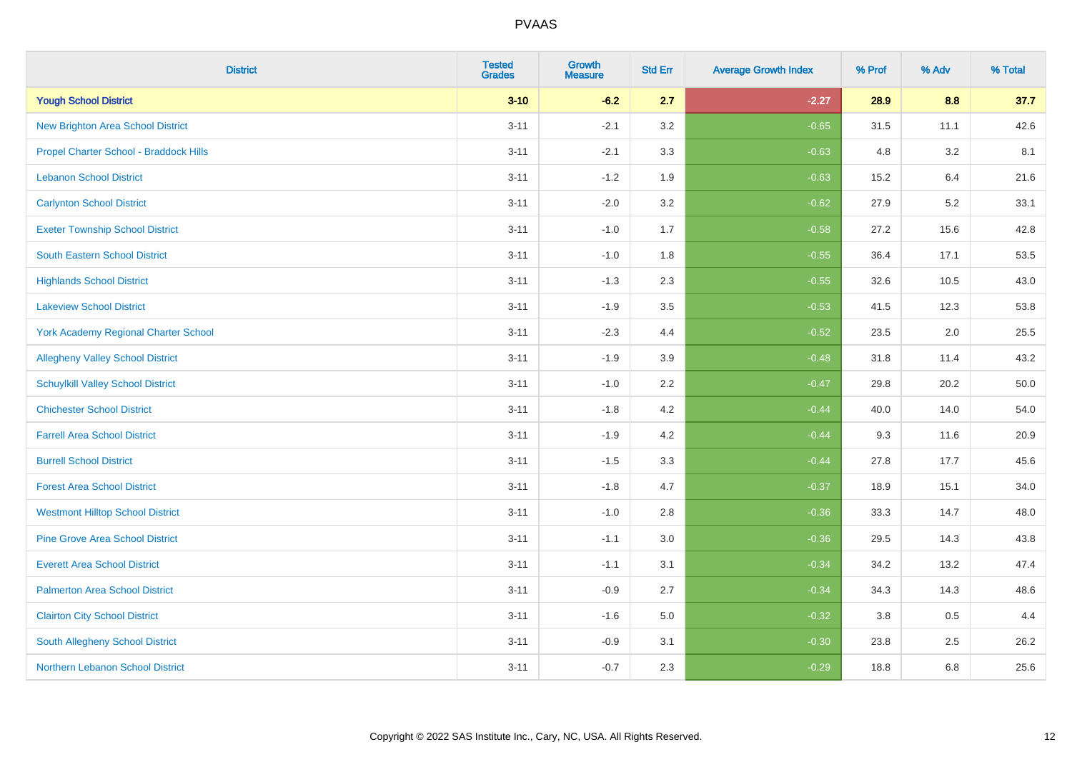| District | Tested Grades | Growth Measure | Std Err | Average Growth Index | % Prof | % Adv | % Total |
|---|---|---|---|---|---|---|---|
| **Yough School District** | **3-10** | **-6.2** | **2.7** | **-2.27** | **28.9** | **8.8** | **37.7** |
| New Brighton Area School District | 3-11 | -2.1 | 3.2 | -0.65 | 31.5 | 11.1 | 42.6 |
| Propel Charter School - Braddock Hills | 3-11 | -2.1 | 3.3 | -0.63 | 4.8 | 3.2 | 8.1 |
| Lebanon School District | 3-11 | -1.2 | 1.9 | -0.63 | 15.2 | 6.4 | 21.6 |
| Carlynton School District | 3-11 | -2.0 | 3.2 | -0.62 | 27.9 | 5.2 | 33.1 |
| Exeter Township School District | 3-11 | -1.0 | 1.7 | -0.58 | 27.2 | 15.6 | 42.8 |
| South Eastern School District | 3-11 | -1.0 | 1.8 | -0.55 | 36.4 | 17.1 | 53.5 |
| Highlands School District | 3-11 | -1.3 | 2.3 | -0.55 | 32.6 | 10.5 | 43.0 |
| Lakeview School District | 3-11 | -1.9 | 3.5 | -0.53 | 41.5 | 12.3 | 53.8 |
| York Academy Regional Charter School | 3-11 | -2.3 | 4.4 | -0.52 | 23.5 | 2.0 | 25.5 |
| Allegheny Valley School District | 3-11 | -1.9 | 3.9 | -0.48 | 31.8 | 11.4 | 43.2 |
| Schuylkill Valley School District | 3-11 | -1.0 | 2.2 | -0.47 | 29.8 | 20.2 | 50.0 |
| Chichester School District | 3-11 | -1.8 | 4.2 | -0.44 | 40.0 | 14.0 | 54.0 |
| Farrell Area School District | 3-11 | -1.9 | 4.2 | -0.44 | 9.3 | 11.6 | 20.9 |
| Burrell School District | 3-11 | -1.5 | 3.3 | -0.44 | 27.8 | 17.7 | 45.6 |
| Forest Area School District | 3-11 | -1.8 | 4.7 | -0.37 | 18.9 | 15.1 | 34.0 |
| Westmont Hilltop School District | 3-11 | -1.0 | 2.8 | -0.36 | 33.3 | 14.7 | 48.0 |
| Pine Grove Area School District | 3-11 | -1.1 | 3.0 | -0.36 | 29.5 | 14.3 | 43.8 |
| Everett Area School District | 3-11 | -1.1 | 3.1 | -0.34 | 34.2 | 13.2 | 47.4 |
| Palmerton Area School District | 3-11 | -0.9 | 2.7 | -0.34 | 34.3 | 14.3 | 48.6 |
| Clairton City School District | 3-11 | -1.6 | 5.0 | -0.32 | 3.8 | 0.5 | 4.4 |
| South Allegheny School District | 3-11 | -0.9 | 3.1 | -0.30 | 23.8 | 2.5 | 26.2 |
| Northern Lebanon School District | 3-11 | -0.7 | 2.3 | -0.29 | 18.8 | 6.8 | 25.6 |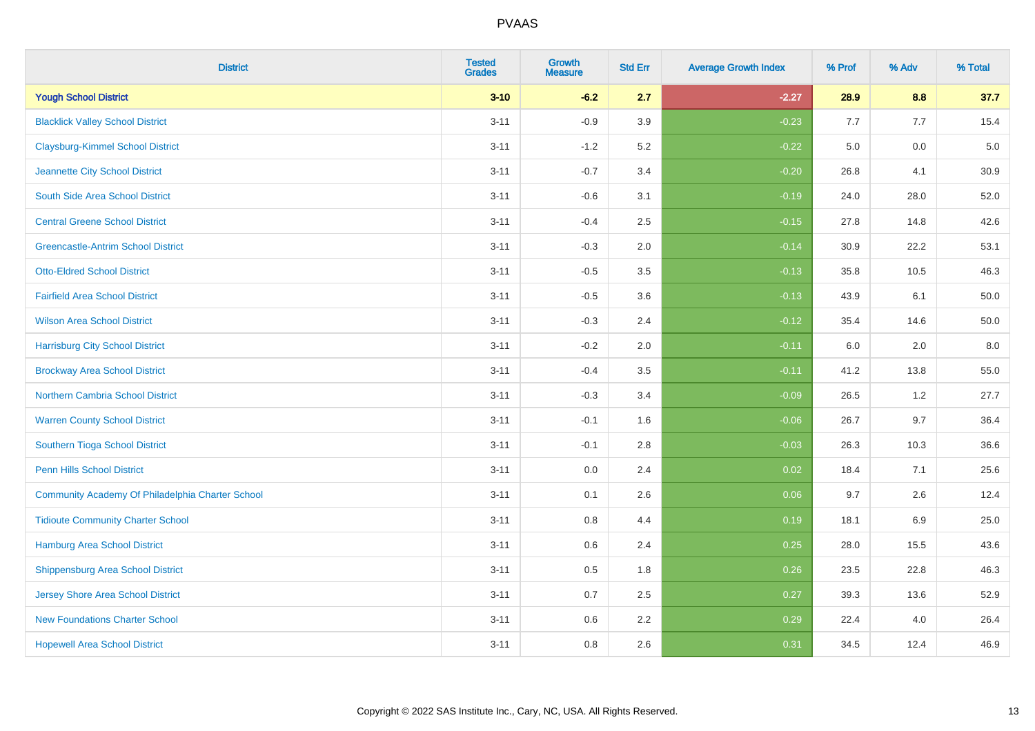PVAAS

| District | Tested Grades | Growth Measure | Std Err | Average Growth Index | % Prof | % Adv | % Total |
|---|---|---|---|---|---|---|---|
| **Yough School District** | **3-10** | **-6.2** | **2.7** | **-2.27** | **28.9** | **8.8** | **37.7** |
| Blacklick Valley School District | 3-11 | -0.9 | 3.9 | -0.23 | 7.7 | 7.7 | 15.4 |
| Claysburg-Kimmel School District | 3-11 | -1.2 | 5.2 | -0.22 | 5.0 | 0.0 | 5.0 |
| Jeannette City School District | 3-11 | -0.7 | 3.4 | -0.20 | 26.8 | 4.1 | 30.9 |
| South Side Area School District | 3-11 | -0.6 | 3.1 | -0.19 | 24.0 | 28.0 | 52.0 |
| Central Greene School District | 3-11 | -0.4 | 2.5 | -0.15 | 27.8 | 14.8 | 42.6 |
| Greencastle-Antrim School District | 3-11 | -0.3 | 2.0 | -0.14 | 30.9 | 22.2 | 53.1 |
| Otto-Eldred School District | 3-11 | -0.5 | 3.5 | -0.13 | 35.8 | 10.5 | 46.3 |
| Fairfield Area School District | 3-11 | -0.5 | 3.6 | -0.13 | 43.9 | 6.1 | 50.0 |
| Wilson Area School District | 3-11 | -0.3 | 2.4 | -0.12 | 35.4 | 14.6 | 50.0 |
| Harrisburg City School District | 3-11 | -0.2 | 2.0 | -0.11 | 6.0 | 2.0 | 8.0 |
| Brockway Area School District | 3-11 | -0.4 | 3.5 | -0.11 | 41.2 | 13.8 | 55.0 |
| Northern Cambria School District | 3-11 | -0.3 | 3.4 | -0.09 | 26.5 | 1.2 | 27.7 |
| Warren County School District | 3-11 | -0.1 | 1.6 | -0.06 | 26.7 | 9.7 | 36.4 |
| Southern Tioga School District | 3-11 | -0.1 | 2.8 | -0.03 | 26.3 | 10.3 | 36.6 |
| Penn Hills School District | 3-11 | 0.0 | 2.4 | 0.02 | 18.4 | 7.1 | 25.6 |
| Community Academy Of Philadelphia Charter School | 3-11 | 0.1 | 2.6 | 0.06 | 9.7 | 2.6 | 12.4 |
| Tidioute Community Charter School | 3-11 | 0.8 | 4.4 | 0.19 | 18.1 | 6.9 | 25.0 |
| Hamburg Area School District | 3-11 | 0.6 | 2.4 | 0.25 | 28.0 | 15.5 | 43.6 |
| Shippensburg Area School District | 3-11 | 0.5 | 1.8 | 0.26 | 23.5 | 22.8 | 46.3 |
| Jersey Shore Area School District | 3-11 | 0.7 | 2.5 | 0.27 | 39.3 | 13.6 | 52.9 |
| New Foundations Charter School | 3-11 | 0.6 | 2.2 | 0.29 | 22.4 | 4.0 | 26.4 |
| Hopewell Area School District | 3-11 | 0.8 | 2.6 | 0.31 | 34.5 | 12.4 | 46.9 |

Copyright © 2022 SAS Institute Inc., Cary, NC, USA. All Rights Reserved.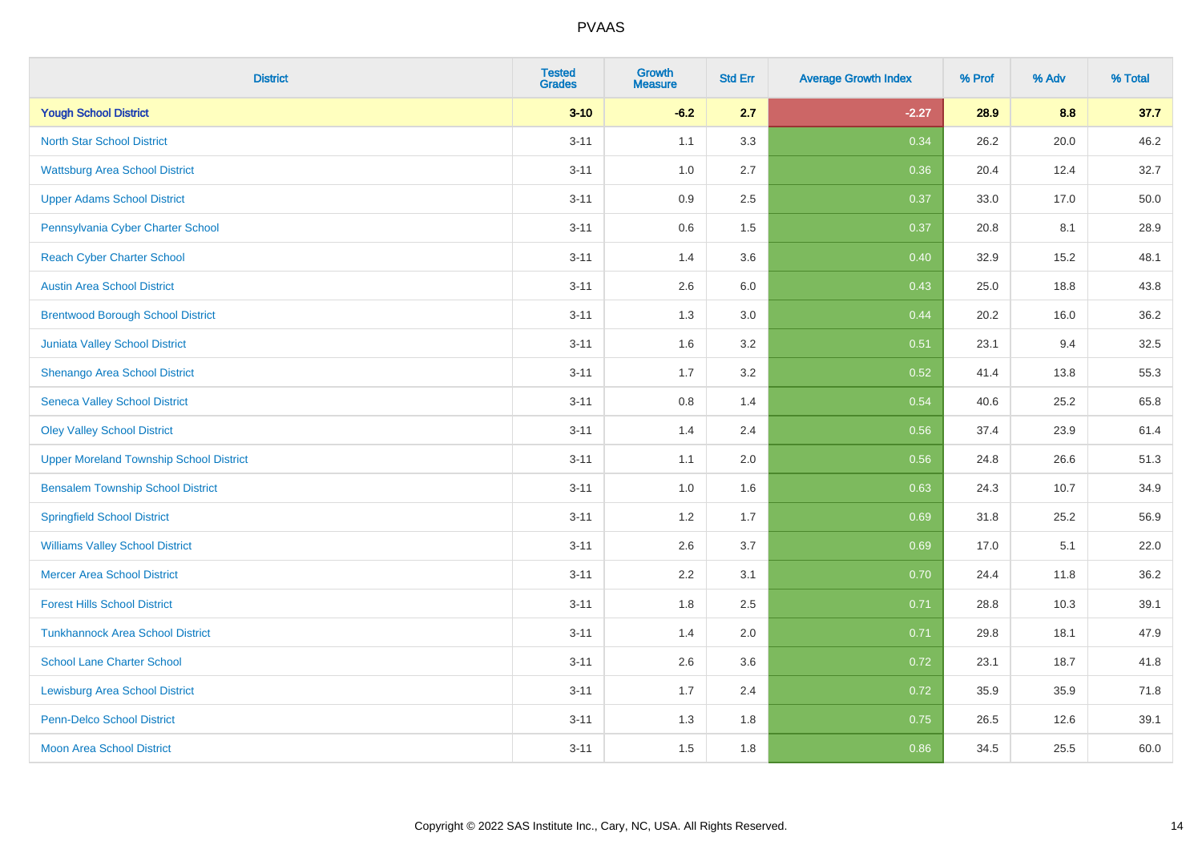| District | Tested Grades | Growth Measure | Std Err | Average Growth Index | % Prof | % Adv | % Total |
|---|---|---|---|---|---|---|---|
| **Yough School District** | **3-10** | **-6.2** | **2.7** | **-2.27** | **28.9** | **8.8** | **37.7** |
| North Star School District | 3-11 | 1.1 | 3.3 | 0.34 | 26.2 | 20.0 | 46.2 |
| Wattsburg Area School District | 3-11 | 1.0 | 2.7 | 0.36 | 20.4 | 12.4 | 32.7 |
| Upper Adams School District | 3-11 | 0.9 | 2.5 | 0.37 | 33.0 | 17.0 | 50.0 |
| Pennsylvania Cyber Charter School | 3-11 | 0.6 | 1.5 | 0.37 | 20.8 | 8.1 | 28.9 |
| Reach Cyber Charter School | 3-11 | 1.4 | 3.6 | 0.40 | 32.9 | 15.2 | 48.1 |
| Austin Area School District | 3-11 | 2.6 | 6.0 | 0.43 | 25.0 | 18.8 | 43.8 |
| Brentwood Borough School District | 3-11 | 1.3 | 3.0 | 0.44 | 20.2 | 16.0 | 36.2 |
| Juniata Valley School District | 3-11 | 1.6 | 3.2 | 0.51 | 23.1 | 9.4 | 32.5 |
| Shenango Area School District | 3-11 | 1.7 | 3.2 | 0.52 | 41.4 | 13.8 | 55.3 |
| Seneca Valley School District | 3-11 | 0.8 | 1.4 | 0.54 | 40.6 | 25.2 | 65.8 |
| Oley Valley School District | 3-11 | 1.4 | 2.4 | 0.56 | 37.4 | 23.9 | 61.4 |
| Upper Moreland Township School District | 3-11 | 1.1 | 2.0 | 0.56 | 24.8 | 26.6 | 51.3 |
| Bensalem Township School District | 3-11 | 1.0 | 1.6 | 0.63 | 24.3 | 10.7 | 34.9 |
| Springfield School District | 3-11 | 1.2 | 1.7 | 0.69 | 31.8 | 25.2 | 56.9 |
| Williams Valley School District | 3-11 | 2.6 | 3.7 | 0.69 | 17.0 | 5.1 | 22.0 |
| Mercer Area School District | 3-11 | 2.2 | 3.1 | 0.70 | 24.4 | 11.8 | 36.2 |
| Forest Hills School District | 3-11 | 1.8 | 2.5 | 0.71 | 28.8 | 10.3 | 39.1 |
| Tunkhannock Area School District | 3-11 | 1.4 | 2.0 | 0.71 | 29.8 | 18.1 | 47.9 |
| School Lane Charter School | 3-11 | 2.6 | 3.6 | 0.72 | 23.1 | 18.7 | 41.8 |
| Lewisburg Area School District | 3-11 | 1.7 | 2.4 | 0.72 | 35.9 | 35.9 | 71.8 |
| Penn-Delco School District | 3-11 | 1.3 | 1.8 | 0.75 | 26.5 | 12.6 | 39.1 |
| Moon Area School District | 3-11 | 1.5 | 1.8 | 0.86 | 34.5 | 25.5 | 60.0 |

Copyright © 2022 SAS Institute Inc., Cary, NC, USA. All Rights Reserved.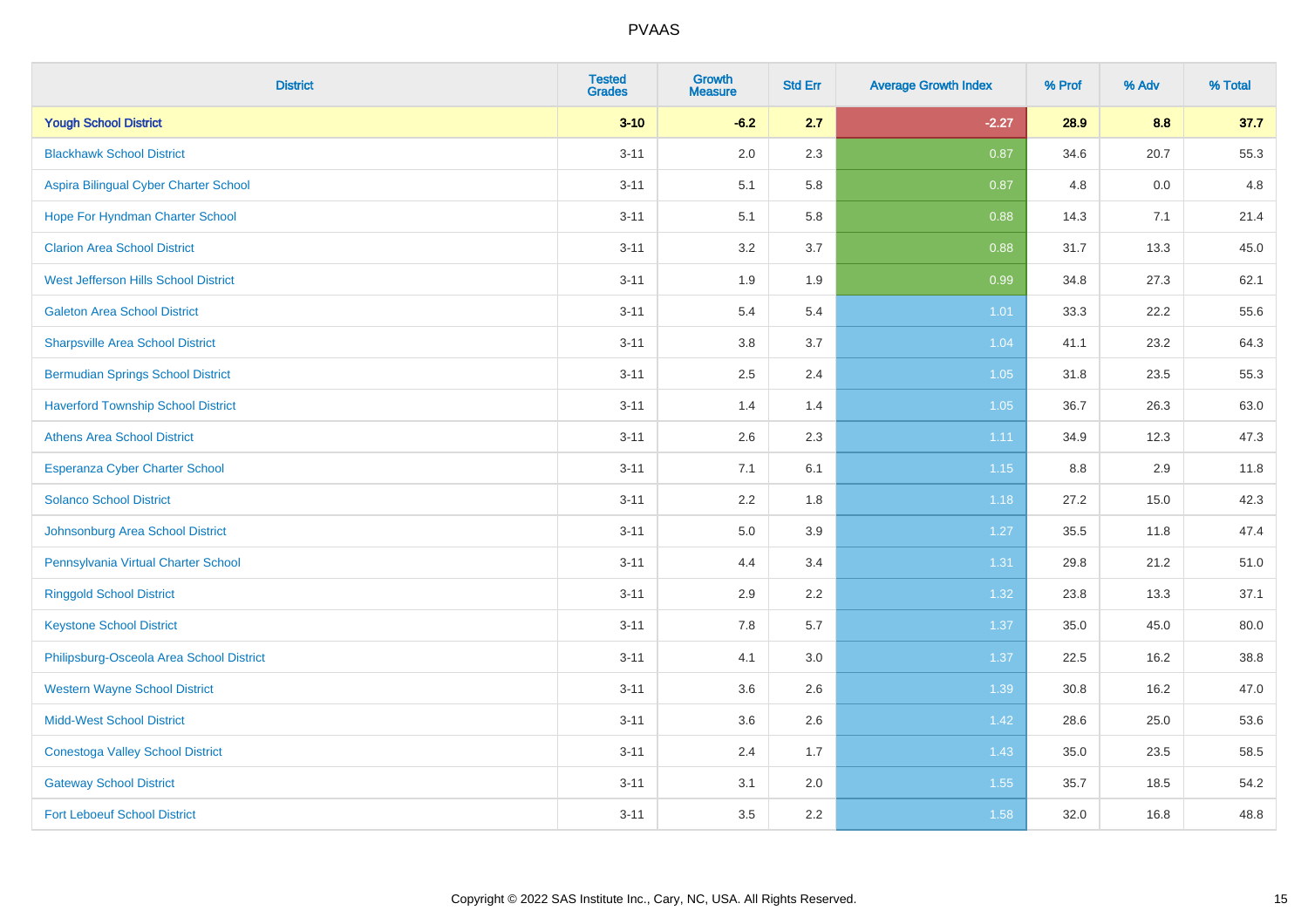PVAAS

| District | Tested Grades | Growth Measure | Std Err | Average Growth Index | % Prof | % Adv | % Total |
|---|---|---|---|---|---|---|---|
| **Yough School District** | **3-10** | **-6.2** | **2.7** | **-2.27** | **28.9** | **8.8** | **37.7** |
| Blackhawk School District | 3-11 | 2.0 | 2.3 | 0.87 | 34.6 | 20.7 | 55.3 |
| Aspira Bilingual Cyber Charter School | 3-11 | 5.1 | 5.8 | 0.87 | 4.8 | 0.0 | 4.8 |
| Hope For Hyndman Charter School | 3-11 | 5.1 | 5.8 | 0.88 | 14.3 | 7.1 | 21.4 |
| Clarion Area School District | 3-11 | 3.2 | 3.7 | 0.88 | 31.7 | 13.3 | 45.0 |
| West Jefferson Hills School District | 3-11 | 1.9 | 1.9 | 0.99 | 34.8 | 27.3 | 62.1 |
| Galeton Area School District | 3-11 | 5.4 | 5.4 | 1.01 | 33.3 | 22.2 | 55.6 |
| Sharpsville Area School District | 3-11 | 3.8 | 3.7 | 1.04 | 41.1 | 23.2 | 64.3 |
| Bermudian Springs School District | 3-11 | 2.5 | 2.4 | 1.05 | 31.8 | 23.5 | 55.3 |
| Haverford Township School District | 3-11 | 1.4 | 1.4 | 1.05 | 36.7 | 26.3 | 63.0 |
| Athens Area School District | 3-11 | 2.6 | 2.3 | 1.11 | 34.9 | 12.3 | 47.3 |
| Esperanza Cyber Charter School | 3-11 | 7.1 | 6.1 | 1.15 | 8.8 | 2.9 | 11.8 |
| Solanco School District | 3-11 | 2.2 | 1.8 | 1.18 | 27.2 | 15.0 | 42.3 |
| Johnsonburg Area School District | 3-11 | 5.0 | 3.9 | 1.27 | 35.5 | 11.8 | 47.4 |
| Pennsylvania Virtual Charter School | 3-11 | 4.4 | 3.4 | 1.31 | 29.8 | 21.2 | 51.0 |
| Ringgold School District | 3-11 | 2.9 | 2.2 | 1.32 | 23.8 | 13.3 | 37.1 |
| Keystone School District | 3-11 | 7.8 | 5.7 | 1.37 | 35.0 | 45.0 | 80.0 |
| Philipsburg-Osceola Area School District | 3-11 | 4.1 | 3.0 | 1.37 | 22.5 | 16.2 | 38.8 |
| Western Wayne School District | 3-11 | 3.6 | 2.6 | 1.39 | 30.8 | 16.2 | 47.0 |
| Midd-West School District | 3-11 | 3.6 | 2.6 | 1.42 | 28.6 | 25.0 | 53.6 |
| Conestoga Valley School District | 3-11 | 2.4 | 1.7 | 1.43 | 35.0 | 23.5 | 58.5 |
| Gateway School District | 3-11 | 3.1 | 2.0 | 1.55 | 35.7 | 18.5 | 54.2 |
| Fort Leboeuf School District | 3-11 | 3.5 | 2.2 | 1.58 | 32.0 | 16.8 | 48.8 |

Copyright © 2022 SAS Institute Inc., Cary, NC, USA. All Rights Reserved.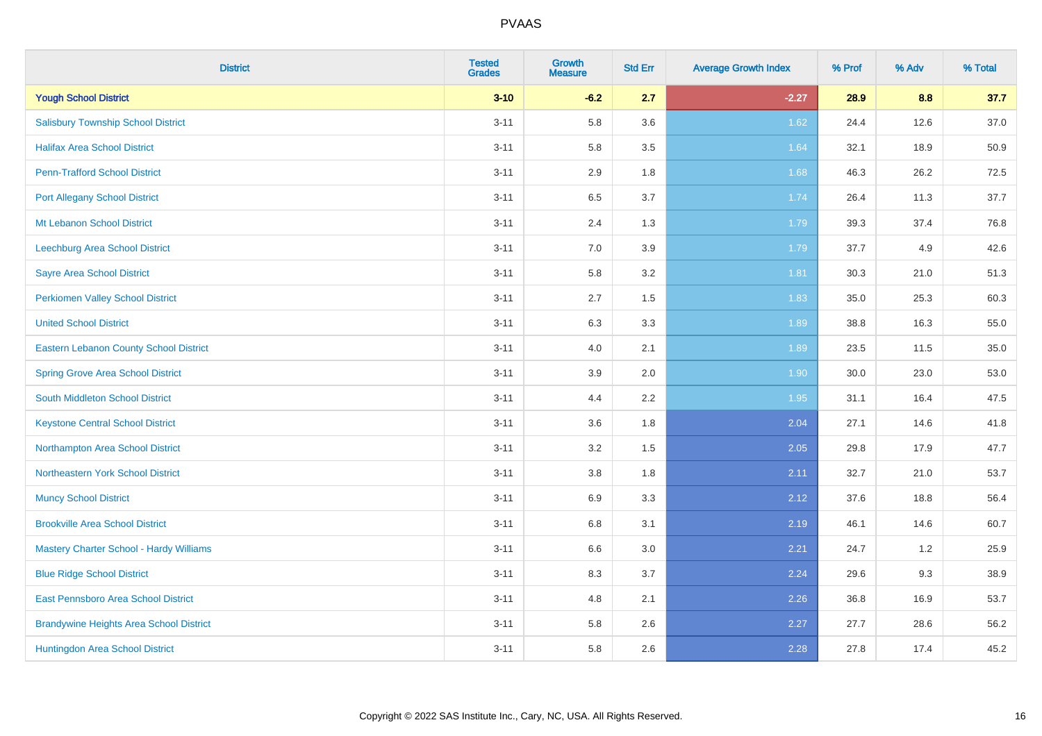| District | Tested Grades | Growth Measure | Std Err | Average Growth Index | % Prof | % Adv | % Total |
|---|---|---|---|---|---|---|---|
| **Yough School District** | **3-10** | **-6.2** | **2.7** | **-2.27** | **28.9** | **8.8** | **37.7** |
| Salisbury Township School District | 3-11 | 5.8 | 3.6 | 1.62 | 24.4 | 12.6 | 37.0 |
| Halifax Area School District | 3-11 | 5.8 | 3.5 | 1.64 | 32.1 | 18.9 | 50.9 |
| Penn-Trafford School District | 3-11 | 2.9 | 1.8 | 1.68 | 46.3 | 26.2 | 72.5 |
| Port Allegany School District | 3-11 | 6.5 | 3.7 | 1.74 | 26.4 | 11.3 | 37.7 |
| Mt Lebanon School District | 3-11 | 2.4 | 1.3 | 1.79 | 39.3 | 37.4 | 76.8 |
| Leechburg Area School District | 3-11 | 7.0 | 3.9 | 1.79 | 37.7 | 4.9 | 42.6 |
| Sayre Area School District | 3-11 | 5.8 | 3.2 | 1.81 | 30.3 | 21.0 | 51.3 |
| Perkiomen Valley School District | 3-11 | 2.7 | 1.5 | 1.83 | 35.0 | 25.3 | 60.3 |
| United School District | 3-11 | 6.3 | 3.3 | 1.89 | 38.8 | 16.3 | 55.0 |
| Eastern Lebanon County School District | 3-11 | 4.0 | 2.1 | 1.89 | 23.5 | 11.5 | 35.0 |
| Spring Grove Area School District | 3-11 | 3.9 | 2.0 | 1.90 | 30.0 | 23.0 | 53.0 |
| South Middleton School District | 3-11 | 4.4 | 2.2 | 1.95 | 31.1 | 16.4 | 47.5 |
| Keystone Central School District | 3-11 | 3.6 | 1.8 | 2.04 | 27.1 | 14.6 | 41.8 |
| Northampton Area School District | 3-11 | 3.2 | 1.5 | 2.05 | 29.8 | 17.9 | 47.7 |
| Northeastern York School District | 3-11 | 3.8 | 1.8 | 2.11 | 32.7 | 21.0 | 53.7 |
| Muncy School District | 3-11 | 6.9 | 3.3 | 2.12 | 37.6 | 18.8 | 56.4 |
| Brookville Area School District | 3-11 | 6.8 | 3.1 | 2.19 | 46.1 | 14.6 | 60.7 |
| Mastery Charter School - Hardy Williams | 3-11 | 6.6 | 3.0 | 2.21 | 24.7 | 1.2 | 25.9 |
| Blue Ridge School District | 3-11 | 8.3 | 3.7 | 2.24 | 29.6 | 9.3 | 38.9 |
| East Pennsboro Area School District | 3-11 | 4.8 | 2.1 | 2.26 | 36.8 | 16.9 | 53.7 |
| Brandywine Heights Area School District | 3-11 | 5.8 | 2.6 | 2.27 | 27.7 | 28.6 | 56.2 |
| Huntingdon Area School District | 3-11 | 5.8 | 2.6 | 2.28 | 27.8 | 17.4 | 45.2 |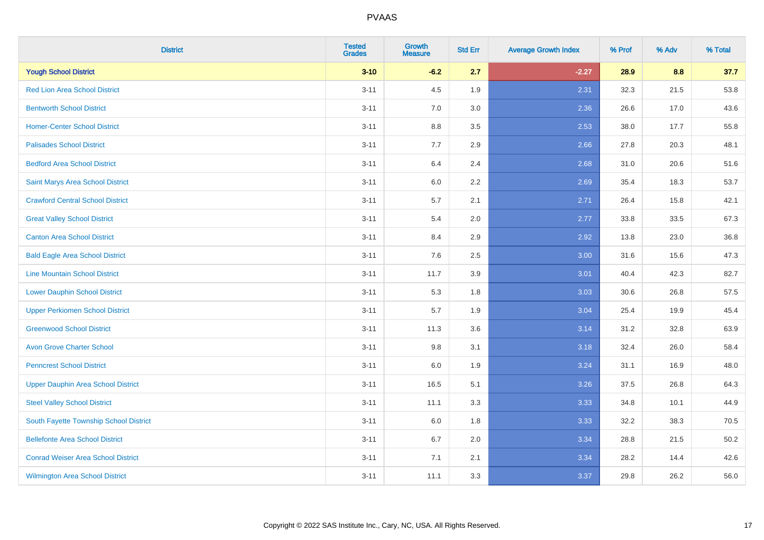# PVAAS

| District | Tested Grades | Growth Measure | Std Err | Average Growth Index | % Prof | % Adv | % Total |
|---|---|---|---|---|---|---|---|
| **Yough School District** | **3-10** | **-6.2** | **2.7** | **-2.27** | **28.9** | **8.8** | **37.7** |
| Red Lion Area School District | 3-11 | 4.5 | 1.9 | 2.31 | 32.3 | 21.5 | 53.8 |
| Bentworth School District | 3-11 | 7.0 | 3.0 | 2.36 | 26.6 | 17.0 | 43.6 |
| Homer-Center School District | 3-11 | 8.8 | 3.5 | 2.53 | 38.0 | 17.7 | 55.8 |
| Palisades School District | 3-11 | 7.7 | 2.9 | 2.66 | 27.8 | 20.3 | 48.1 |
| Bedford Area School District | 3-11 | 6.4 | 2.4 | 2.68 | 31.0 | 20.6 | 51.6 |
| Saint Marys Area School District | 3-11 | 6.0 | 2.2 | 2.69 | 35.4 | 18.3 | 53.7 |
| Crawford Central School District | 3-11 | 5.7 | 2.1 | 2.71 | 26.4 | 15.8 | 42.1 |
| Great Valley School District | 3-11 | 5.4 | 2.0 | 2.77 | 33.8 | 33.5 | 67.3 |
| Canton Area School District | 3-11 | 8.4 | 2.9 | 2.92 | 13.8 | 23.0 | 36.8 |
| Bald Eagle Area School District | 3-11 | 7.6 | 2.5 | 3.00 | 31.6 | 15.6 | 47.3 |
| Line Mountain School District | 3-11 | 11.7 | 3.9 | 3.01 | 40.4 | 42.3 | 82.7 |
| Lower Dauphin School District | 3-11 | 5.3 | 1.8 | 3.03 | 30.6 | 26.8 | 57.5 |
| Upper Perkiomen School District | 3-11 | 5.7 | 1.9 | 3.04 | 25.4 | 19.9 | 45.4 |
| Greenwood School District | 3-11 | 11.3 | 3.6 | 3.14 | 31.2 | 32.8 | 63.9 |
| Avon Grove Charter School | 3-11 | 9.8 | 3.1 | 3.18 | 32.4 | 26.0 | 58.4 |
| Penncrest School District | 3-11 | 6.0 | 1.9 | 3.24 | 31.1 | 16.9 | 48.0 |
| Upper Dauphin Area School District | 3-11 | 16.5 | 5.1 | 3.26 | 37.5 | 26.8 | 64.3 |
| Steel Valley School District | 3-11 | 11.1 | 3.3 | 3.33 | 34.8 | 10.1 | 44.9 |
| South Fayette Township School District | 3-11 | 6.0 | 1.8 | 3.33 | 32.2 | 38.3 | 70.5 |
| Bellefonte Area School District | 3-11 | 6.7 | 2.0 | 3.34 | 28.8 | 21.5 | 50.2 |
| Conrad Weiser Area School District | 3-11 | 7.1 | 2.1 | 3.34 | 28.2 | 14.4 | 42.6 |
| Wilmington Area School District | 3-11 | 11.1 | 3.3 | 3.37 | 29.8 | 26.2 | 56.0 |

Copyright © 2022 SAS Institute Inc., Cary, NC, USA. All Rights Reserved.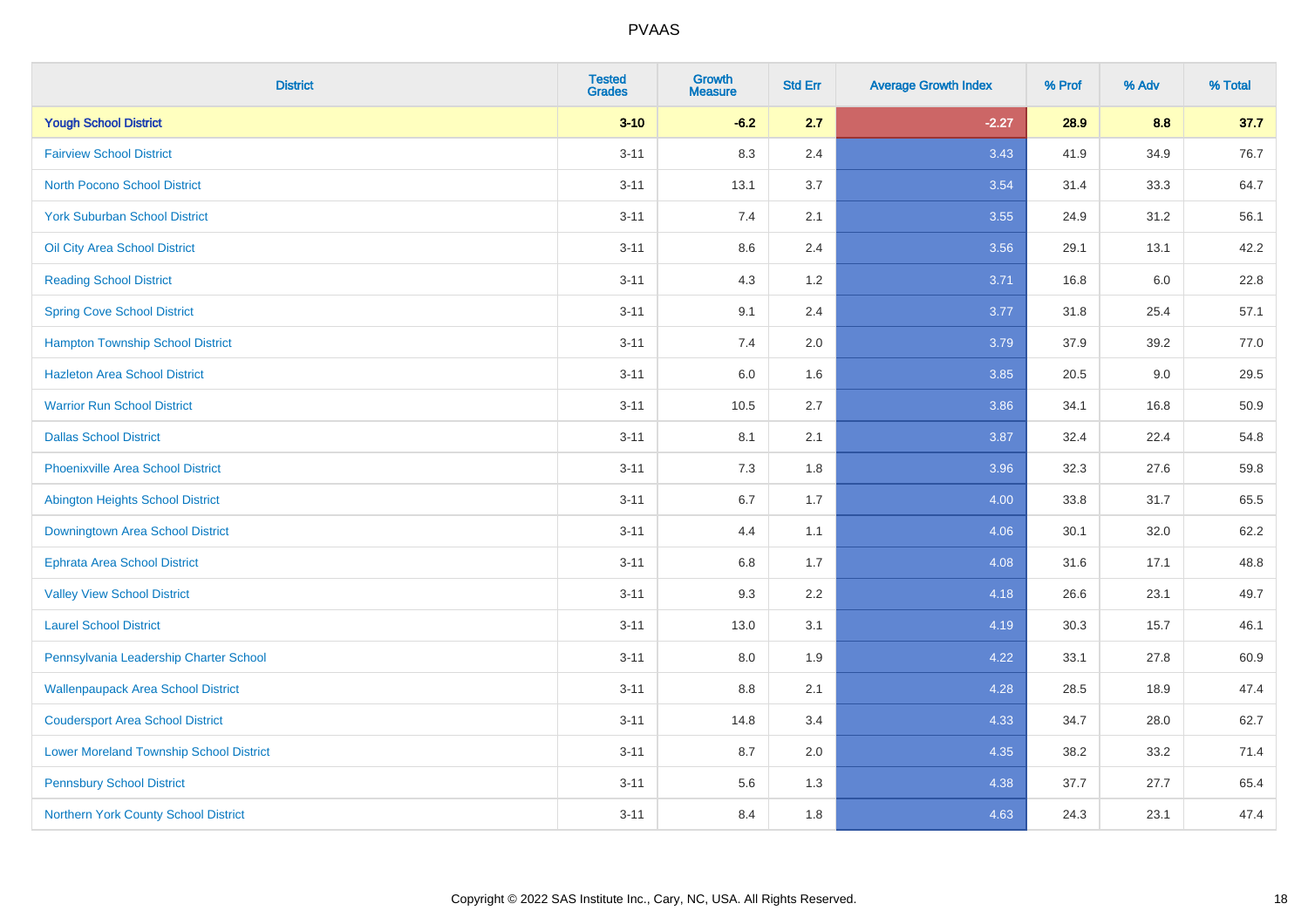PVAAS

| District | Tested Grades | Growth Measure | Std Err | Average Growth Index | % Prof | % Adv | % Total |
|---|---|---|---|---|---|---|---|
| **Yough School District** | **3-10** | **-6.2** | **2.7** | **-2.27** | **28.9** | **8.8** | **37.7** |
| Fairview School District | 3-11 | 8.3 | 2.4 | 3.43 | 41.9 | 34.9 | 76.7 |
| North Pocono School District | 3-11 | 13.1 | 3.7 | 3.54 | 31.4 | 33.3 | 64.7 |
| York Suburban School District | 3-11 | 7.4 | 2.1 | 3.55 | 24.9 | 31.2 | 56.1 |
| Oil City Area School District | 3-11 | 8.6 | 2.4 | 3.56 | 29.1 | 13.1 | 42.2 |
| Reading School District | 3-11 | 4.3 | 1.2 | 3.71 | 16.8 | 6.0 | 22.8 |
| Spring Cove School District | 3-11 | 9.1 | 2.4 | 3.77 | 31.8 | 25.4 | 57.1 |
| Hampton Township School District | 3-11 | 7.4 | 2.0 | 3.79 | 37.9 | 39.2 | 77.0 |
| Hazleton Area School District | 3-11 | 6.0 | 1.6 | 3.85 | 20.5 | 9.0 | 29.5 |
| Warrior Run School District | 3-11 | 10.5 | 2.7 | 3.86 | 34.1 | 16.8 | 50.9 |
| Dallas School District | 3-11 | 8.1 | 2.1 | 3.87 | 32.4 | 22.4 | 54.8 |
| Phoenixville Area School District | 3-11 | 7.3 | 1.8 | 3.96 | 32.3 | 27.6 | 59.8 |
| Abington Heights School District | 3-11 | 6.7 | 1.7 | 4.00 | 33.8 | 31.7 | 65.5 |
| Downingtown Area School District | 3-11 | 4.4 | 1.1 | 4.06 | 30.1 | 32.0 | 62.2 |
| Ephrata Area School District | 3-11 | 6.8 | 1.7 | 4.08 | 31.6 | 17.1 | 48.8 |
| Valley View School District | 3-11 | 9.3 | 2.2 | 4.18 | 26.6 | 23.1 | 49.7 |
| Laurel School District | 3-11 | 13.0 | 3.1 | 4.19 | 30.3 | 15.7 | 46.1 |
| Pennsylvania Leadership Charter School | 3-11 | 8.0 | 1.9 | 4.22 | 33.1 | 27.8 | 60.9 |
| Wallenpaupack Area School District | 3-11 | 8.8 | 2.1 | 4.28 | 28.5 | 18.9 | 47.4 |
| Coudersport Area School District | 3-11 | 14.8 | 3.4 | 4.33 | 34.7 | 28.0 | 62.7 |
| Lower Moreland Township School District | 3-11 | 8.7 | 2.0 | 4.35 | 38.2 | 33.2 | 71.4 |
| Pennsbury School District | 3-11 | 5.6 | 1.3 | 4.38 | 37.7 | 27.7 | 65.4 |
| Northern York County School District | 3-11 | 8.4 | 1.8 | 4.63 | 24.3 | 23.1 | 47.4 |

Copyright © 2022 SAS Institute Inc., Cary, NC, USA. All Rights Reserved.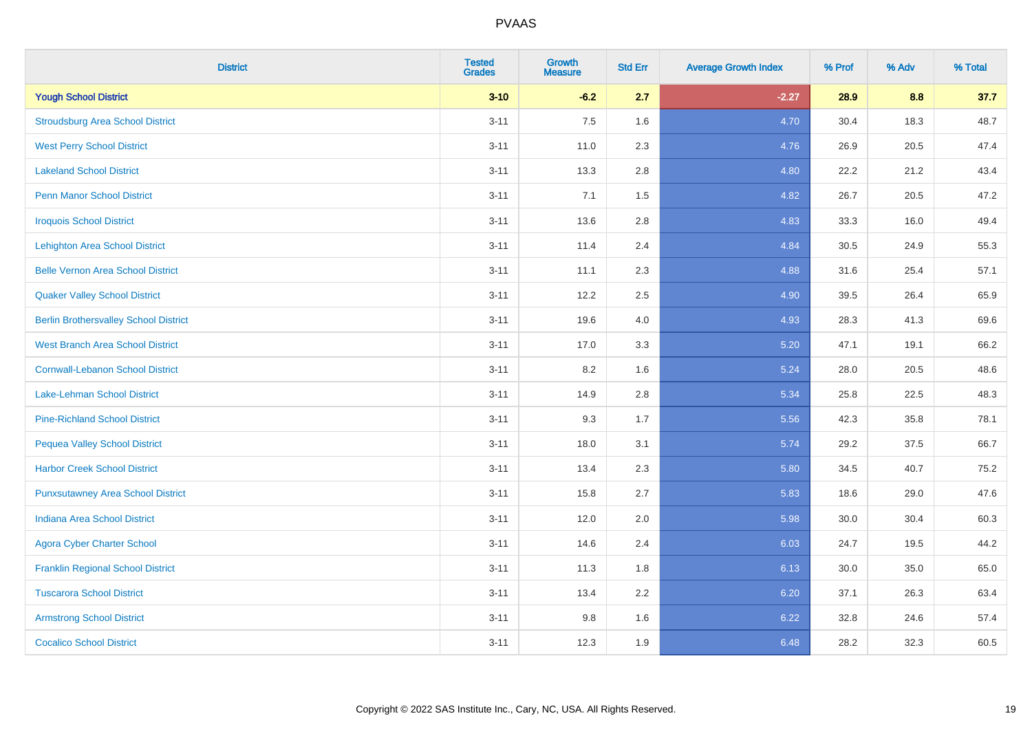| District | Tested Grades | Growth Measure | Std Err | Average Growth Index | % Prof | % Adv | % Total |
|---|---|---|---|---|---|---|---|
| **Yough School District** | **3-10** | **-6.2** | **2.7** | **-2.27** | **28.9** | **8.8** | **37.7** |
| Stroudsburg Area School District | 3-11 | 7.5 | 1.6 | 4.70 | 30.4 | 18.3 | 48.7 |
| West Perry School District | 3-11 | 11.0 | 2.3 | 4.76 | 26.9 | 20.5 | 47.4 |
| Lakeland School District | 3-11 | 13.3 | 2.8 | 4.80 | 22.2 | 21.2 | 43.4 |
| Penn Manor School District | 3-11 | 7.1 | 1.5 | 4.82 | 26.7 | 20.5 | 47.2 |
| Iroquois School District | 3-11 | 13.6 | 2.8 | 4.83 | 33.3 | 16.0 | 49.4 |
| Lehighton Area School District | 3-11 | 11.4 | 2.4 | 4.84 | 30.5 | 24.9 | 55.3 |
| Belle Vernon Area School District | 3-11 | 11.1 | 2.3 | 4.88 | 31.6 | 25.4 | 57.1 |
| Quaker Valley School District | 3-11 | 12.2 | 2.5 | 4.90 | 39.5 | 26.4 | 65.9 |
| Berlin Brothersvalley School District | 3-11 | 19.6 | 4.0 | 4.93 | 28.3 | 41.3 | 69.6 |
| West Branch Area School District | 3-11 | 17.0 | 3.3 | 5.20 | 47.1 | 19.1 | 66.2 |
| Cornwall-Lebanon School District | 3-11 | 8.2 | 1.6 | 5.24 | 28.0 | 20.5 | 48.6 |
| Lake-Lehman School District | 3-11 | 14.9 | 2.8 | 5.34 | 25.8 | 22.5 | 48.3 |
| Pine-Richland School District | 3-11 | 9.3 | 1.7 | 5.56 | 42.3 | 35.8 | 78.1 |
| Pequea Valley School District | 3-11 | 18.0 | 3.1 | 5.74 | 29.2 | 37.5 | 66.7 |
| Harbor Creek School District | 3-11 | 13.4 | 2.3 | 5.80 | 34.5 | 40.7 | 75.2 |
| Punxsutawney Area School District | 3-11 | 15.8 | 2.7 | 5.83 | 18.6 | 29.0 | 47.6 |
| Indiana Area School District | 3-11 | 12.0 | 2.0 | 5.98 | 30.0 | 30.4 | 60.3 |
| Agora Cyber Charter School | 3-11 | 14.6 | 2.4 | 6.03 | 24.7 | 19.5 | 44.2 |
| Franklin Regional School District | 3-11 | 11.3 | 1.8 | 6.13 | 30.0 | 35.0 | 65.0 |
| Tuscarora School District | 3-11 | 13.4 | 2.2 | 6.20 | 37.1 | 26.3 | 63.4 |
| Armstrong School District | 3-11 | 9.8 | 1.6 | 6.22 | 32.8 | 24.6 | 57.4 |
| Cocalico School District | 3-11 | 12.3 | 1.9 | 6.48 | 28.2 | 32.3 | 60.5 |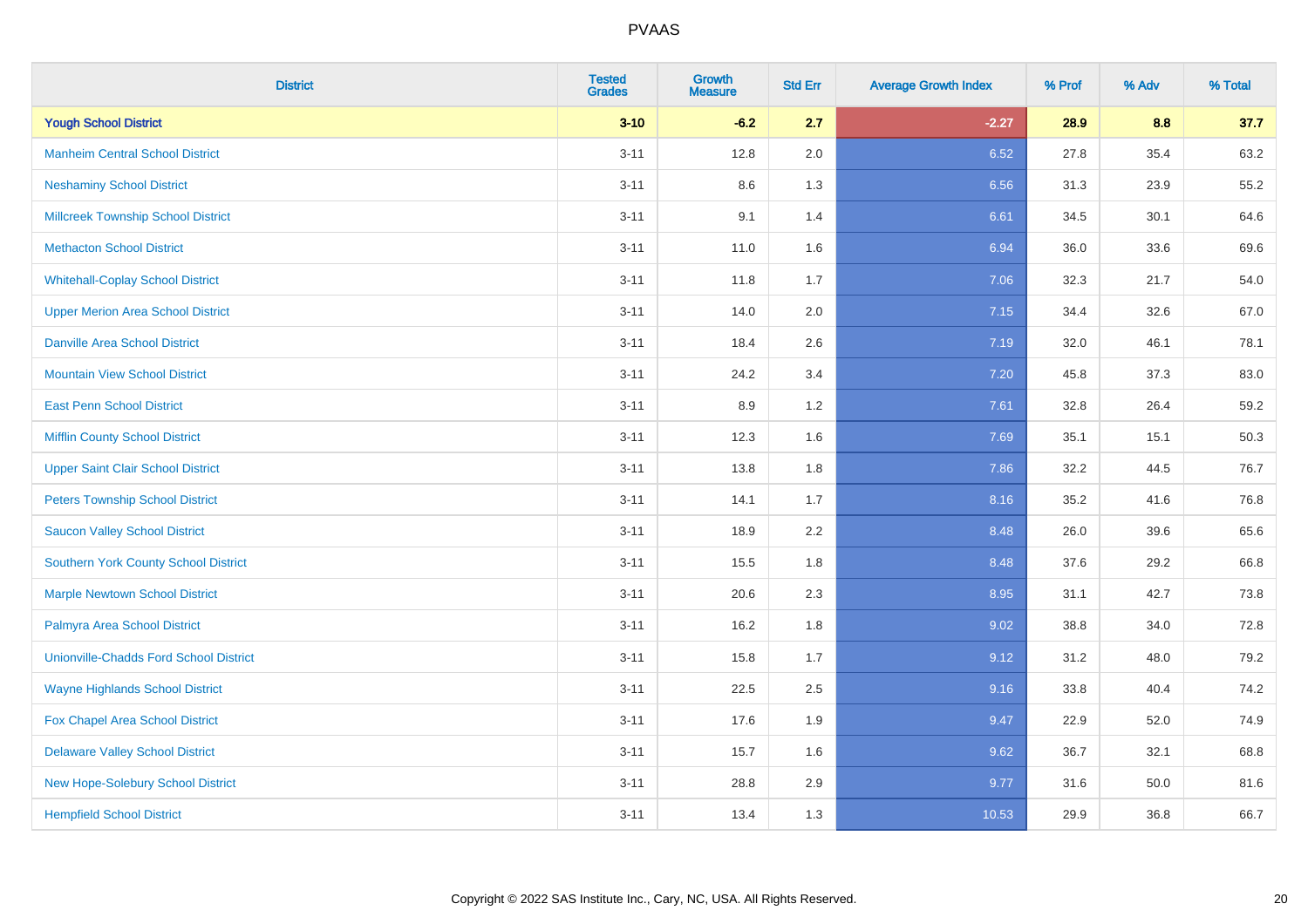PVAAS

| District | Tested Grades | Growth Measure | Std Err | Average Growth Index | % Prof | % Adv | % Total |
|---|---|---|---|---|---|---|---|
| **Yough School District** | **3-10** | **-6.2** | **2.7** | **-2.27** | **28.9** | **8.8** | **37.7** |
| Manheim Central School District | 3-11 | 12.8 | 2.0 | 6.52 | 27.8 | 35.4 | 63.2 |
| Neshaminy School District | 3-11 | 8.6 | 1.3 | 6.56 | 31.3 | 23.9 | 55.2 |
| Millcreek Township School District | 3-11 | 9.1 | 1.4 | 6.61 | 34.5 | 30.1 | 64.6 |
| Methacton School District | 3-11 | 11.0 | 1.6 | 6.94 | 36.0 | 33.6 | 69.6 |
| Whitehall-Coplay School District | 3-11 | 11.8 | 1.7 | 7.06 | 32.3 | 21.7 | 54.0 |
| Upper Merion Area School District | 3-11 | 14.0 | 2.0 | 7.15 | 34.4 | 32.6 | 67.0 |
| Danville Area School District | 3-11 | 18.4 | 2.6 | 7.19 | 32.0 | 46.1 | 78.1 |
| Mountain View School District | 3-11 | 24.2 | 3.4 | 7.20 | 45.8 | 37.3 | 83.0 |
| East Penn School District | 3-11 | 8.9 | 1.2 | 7.61 | 32.8 | 26.4 | 59.2 |
| Mifflin County School District | 3-11 | 12.3 | 1.6 | 7.69 | 35.1 | 15.1 | 50.3 |
| Upper Saint Clair School District | 3-11 | 13.8 | 1.8 | 7.86 | 32.2 | 44.5 | 76.7 |
| Peters Township School District | 3-11 | 14.1 | 1.7 | 8.16 | 35.2 | 41.6 | 76.8 |
| Saucon Valley School District | 3-11 | 18.9 | 2.2 | 8.48 | 26.0 | 39.6 | 65.6 |
| Southern York County School District | 3-11 | 15.5 | 1.8 | 8.48 | 37.6 | 29.2 | 66.8 |
| Marple Newtown School District | 3-11 | 20.6 | 2.3 | 8.95 | 31.1 | 42.7 | 73.8 |
| Palmyra Area School District | 3-11 | 16.2 | 1.8 | 9.02 | 38.8 | 34.0 | 72.8 |
| Unionville-Chadds Ford School District | 3-11 | 15.8 | 1.7 | 9.12 | 31.2 | 48.0 | 79.2 |
| Wayne Highlands School District | 3-11 | 22.5 | 2.5 | 9.16 | 33.8 | 40.4 | 74.2 |
| Fox Chapel Area School District | 3-11 | 17.6 | 1.9 | 9.47 | 22.9 | 52.0 | 74.9 |
| Delaware Valley School District | 3-11 | 15.7 | 1.6 | 9.62 | 36.7 | 32.1 | 68.8 |
| New Hope-Solebury School District | 3-11 | 28.8 | 2.9 | 9.77 | 31.6 | 50.0 | 81.6 |
| Hempfield School District | 3-11 | 13.4 | 1.3 | 10.53 | 29.9 | 36.8 | 66.7 |

Copyright © 2022 SAS Institute Inc., Cary, NC, USA. All Rights Reserved.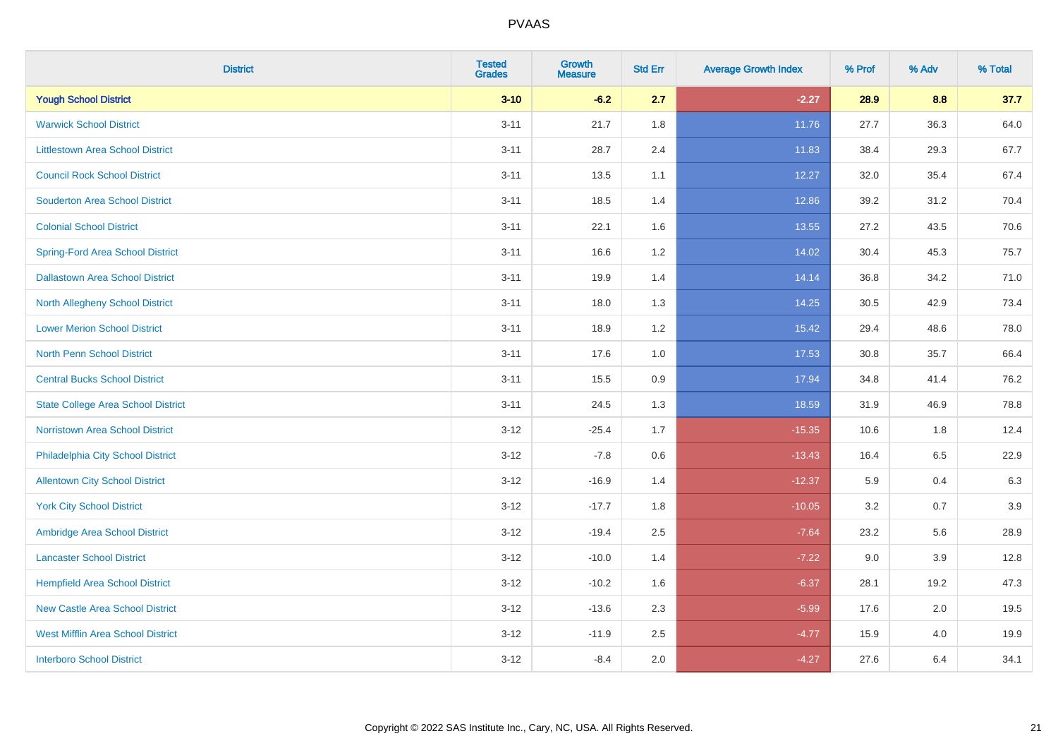# PVAAS

| District | Tested Grades | Growth Measure | Std Err | Average Growth Index | % Prof | % Adv | % Total |
|---|---|---|---|---|---|---|---|
| **Yough School District** | **3-10** | **-6.2** | **2.7** | **-2.27** | **28.9** | **8.8** | **37.7** |
| Warwick School District | 3-11 | 21.7 | 1.8 | 11.76 | 27.7 | 36.3 | 64.0 |
| Littlestown Area School District | 3-11 | 28.7 | 2.4 | 11.83 | 38.4 | 29.3 | 67.7 |
| Council Rock School District | 3-11 | 13.5 | 1.1 | 12.27 | 32.0 | 35.4 | 67.4 |
| Souderton Area School District | 3-11 | 18.5 | 1.4 | 12.86 | 39.2 | 31.2 | 70.4 |
| Colonial School District | 3-11 | 22.1 | 1.6 | 13.55 | 27.2 | 43.5 | 70.6 |
| Spring-Ford Area School District | 3-11 | 16.6 | 1.2 | 14.02 | 30.4 | 45.3 | 75.7 |
| Dallastown Area School District | 3-11 | 19.9 | 1.4 | 14.14 | 36.8 | 34.2 | 71.0 |
| North Allegheny School District | 3-11 | 18.0 | 1.3 | 14.25 | 30.5 | 42.9 | 73.4 |
| Lower Merion School District | 3-11 | 18.9 | 1.2 | 15.42 | 29.4 | 48.6 | 78.0 |
| North Penn School District | 3-11 | 17.6 | 1.0 | 17.53 | 30.8 | 35.7 | 66.4 |
| Central Bucks School District | 3-11 | 15.5 | 0.9 | 17.94 | 34.8 | 41.4 | 76.2 |
| State College Area School District | 3-11 | 24.5 | 1.3 | 18.59 | 31.9 | 46.9 | 78.8 |
| Norristown Area School District | 3-12 | -25.4 | 1.7 | -15.35 | 10.6 | 1.8 | 12.4 |
| Philadelphia City School District | 3-12 | -7.8 | 0.6 | -13.43 | 16.4 | 6.5 | 22.9 |
| Allentown City School District | 3-12 | -16.9 | 1.4 | -12.37 | 5.9 | 0.4 | 6.3 |
| York City School District | 3-12 | -17.7 | 1.8 | -10.05 | 3.2 | 0.7 | 3.9 |
| Ambridge Area School District | 3-12 | -19.4 | 2.5 | -7.64 | 23.2 | 5.6 | 28.9 |
| Lancaster School District | 3-12 | -10.0 | 1.4 | -7.22 | 9.0 | 3.9 | 12.8 |
| Hempfield Area School District | 3-12 | -10.2 | 1.6 | -6.37 | 28.1 | 19.2 | 47.3 |
| New Castle Area School District | 3-12 | -13.6 | 2.3 | -5.99 | 17.6 | 2.0 | 19.5 |
| West Mifflin Area School District | 3-12 | -11.9 | 2.5 | -4.77 | 15.9 | 4.0 | 19.9 |
| Interboro School District | 3-12 | -8.4 | 2.0 | -4.27 | 27.6 | 6.4 | 34.1 |

Copyright © 2022 SAS Institute Inc., Cary, NC, USA. All Rights Reserved.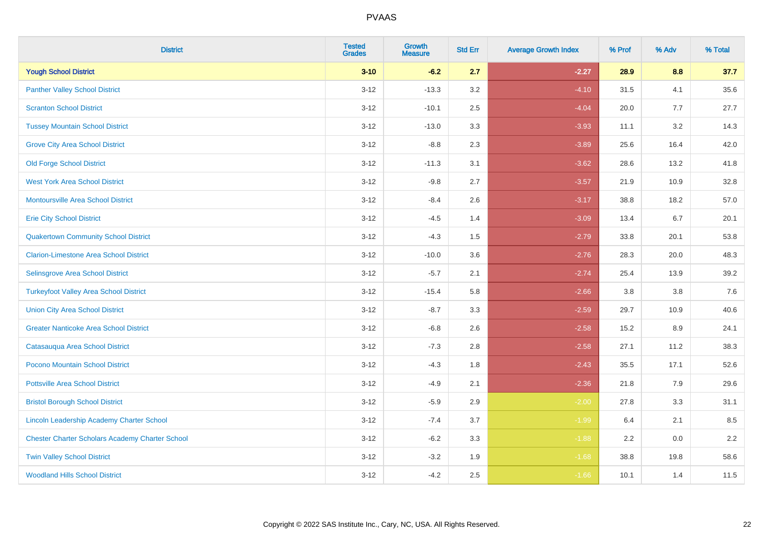| District | Tested Grades | Growth Measure | Std Err | Average Growth Index | % Prof | % Adv | % Total |
|---|---|---|---|---|---|---|---|
| **Yough School District** | **3-10** | **-6.2** | **2.7** | **-2.27** | **28.9** | **8.8** | **37.7** |
| Panther Valley School District | 3-12 | -13.3 | 3.2 | -4.10 | 31.5 | 4.1 | 35.6 |
| Scranton School District | 3-12 | -10.1 | 2.5 | -4.04 | 20.0 | 7.7 | 27.7 |
| Tussey Mountain School District | 3-12 | -13.0 | 3.3 | -3.93 | 11.1 | 3.2 | 14.3 |
| Grove City Area School District | 3-12 | -8.8 | 2.3 | -3.89 | 25.6 | 16.4 | 42.0 |
| Old Forge School District | 3-12 | -11.3 | 3.1 | -3.62 | 28.6 | 13.2 | 41.8 |
| West York Area School District | 3-12 | -9.8 | 2.7 | -3.57 | 21.9 | 10.9 | 32.8 |
| Montoursville Area School District | 3-12 | -8.4 | 2.6 | -3.17 | 38.8 | 18.2 | 57.0 |
| Erie City School District | 3-12 | -4.5 | 1.4 | -3.09 | 13.4 | 6.7 | 20.1 |
| Quakertown Community School District | 3-12 | -4.3 | 1.5 | -2.79 | 33.8 | 20.1 | 53.8 |
| Clarion-Limestone Area School District | 3-12 | -10.0 | 3.6 | -2.76 | 28.3 | 20.0 | 48.3 |
| Selinsgrove Area School District | 3-12 | -5.7 | 2.1 | -2.74 | 25.4 | 13.9 | 39.2 |
| Turkeyfoot Valley Area School District | 3-12 | -15.4 | 5.8 | -2.66 | 3.8 | 3.8 | 7.6 |
| Union City Area School District | 3-12 | -8.7 | 3.3 | -2.59 | 29.7 | 10.9 | 40.6 |
| Greater Nanticoke Area School District | 3-12 | -6.8 | 2.6 | -2.58 | 15.2 | 8.9 | 24.1 |
| Catasauqua Area School District | 3-12 | -7.3 | 2.8 | -2.58 | 27.1 | 11.2 | 38.3 |
| Pocono Mountain School District | 3-12 | -4.3 | 1.8 | -2.43 | 35.5 | 17.1 | 52.6 |
| Pottsville Area School District | 3-12 | -4.9 | 2.1 | -2.36 | 21.8 | 7.9 | 29.6 |
| Bristol Borough School District | 3-12 | -5.9 | 2.9 | -2.00 | 27.8 | 3.3 | 31.1 |
| Lincoln Leadership Academy Charter School | 3-12 | -7.4 | 3.7 | -1.99 | 6.4 | 2.1 | 8.5 |
| Chester Charter Scholars Academy Charter School | 3-12 | -6.2 | 3.3 | -1.88 | 2.2 | 0.0 | 2.2 |
| Twin Valley School District | 3-12 | -3.2 | 1.9 | -1.68 | 38.8 | 19.8 | 58.6 |
| Woodland Hills School District | 3-12 | -4.2 | 2.5 | -1.66 | 10.1 | 1.4 | 11.5 |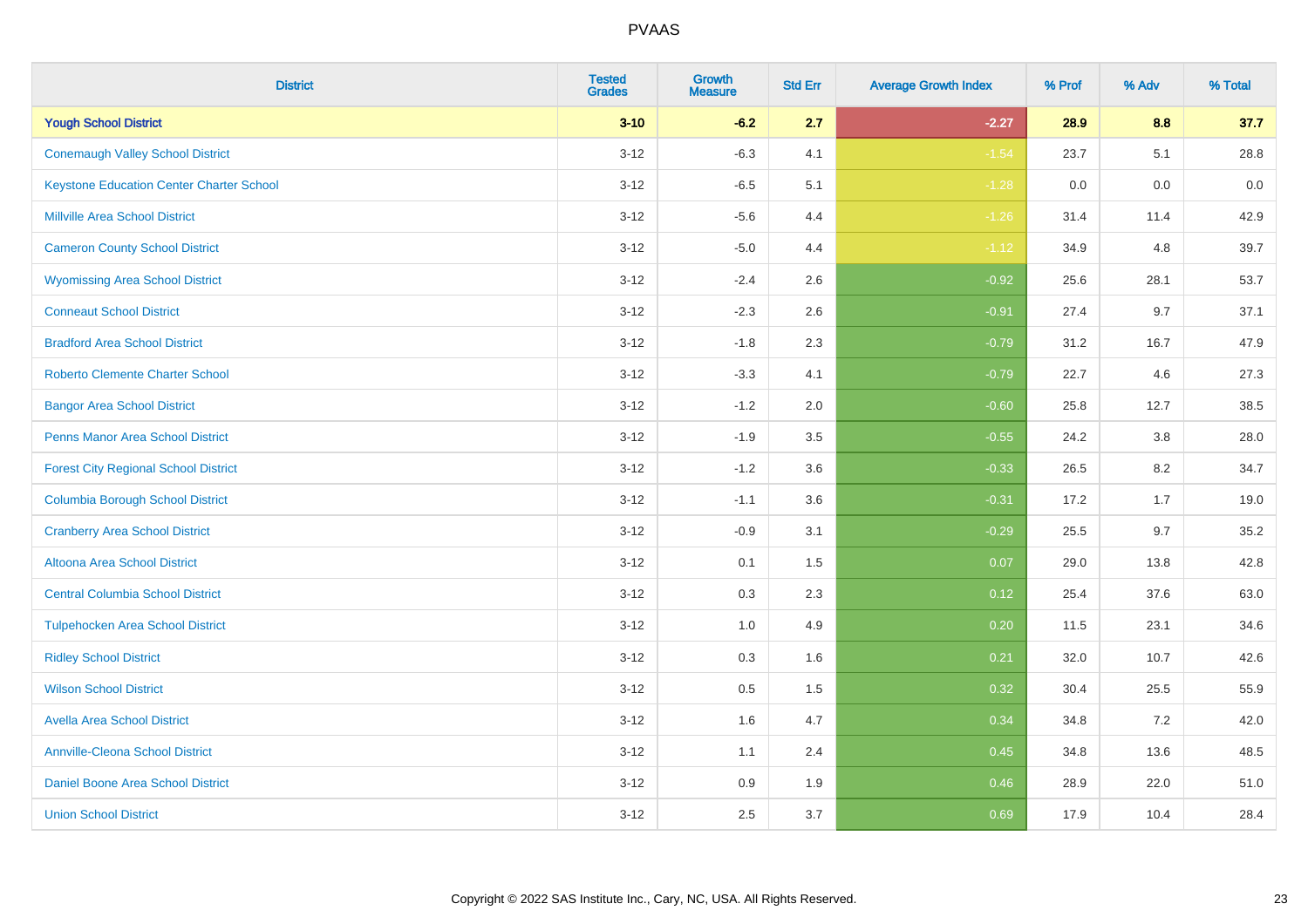| District | Tested Grades | Growth Measure | Std Err | Average Growth Index | % Prof | % Adv | % Total |
|---|---|---|---|---|---|---|---|
| **Yough School District** | **3-10** | **-6.2** | **2.7** | **-2.27** | **28.9** | **8.8** | **37.7** |
| Conemaugh Valley School District | 3-12 | -6.3 | 4.1 | -1.54 | 23.7 | 5.1 | 28.8 |
| Keystone Education Center Charter School | 3-12 | -6.5 | 5.1 | -1.28 | 0.0 | 0.0 | 0.0 |
| Millville Area School District | 3-12 | -5.6 | 4.4 | -1.26 | 31.4 | 11.4 | 42.9 |
| Cameron County School District | 3-12 | -5.0 | 4.4 | -1.12 | 34.9 | 4.8 | 39.7 |
| Wyomissing Area School District | 3-12 | -2.4 | 2.6 | -0.92 | 25.6 | 28.1 | 53.7 |
| Conneaut School District | 3-12 | -2.3 | 2.6 | -0.91 | 27.4 | 9.7 | 37.1 |
| Bradford Area School District | 3-12 | -1.8 | 2.3 | -0.79 | 31.2 | 16.7 | 47.9 |
| Roberto Clemente Charter School | 3-12 | -3.3 | 4.1 | -0.79 | 22.7 | 4.6 | 27.3 |
| Bangor Area School District | 3-12 | -1.2 | 2.0 | -0.60 | 25.8 | 12.7 | 38.5 |
| Penns Manor Area School District | 3-12 | -1.9 | 3.5 | -0.55 | 24.2 | 3.8 | 28.0 |
| Forest City Regional School District | 3-12 | -1.2 | 3.6 | -0.33 | 26.5 | 8.2 | 34.7 |
| Columbia Borough School District | 3-12 | -1.1 | 3.6 | -0.31 | 17.2 | 1.7 | 19.0 |
| Cranberry Area School District | 3-12 | -0.9 | 3.1 | -0.29 | 25.5 | 9.7 | 35.2 |
| Altoona Area School District | 3-12 | 0.1 | 1.5 | 0.07 | 29.0 | 13.8 | 42.8 |
| Central Columbia School District | 3-12 | 0.3 | 2.3 | 0.12 | 25.4 | 37.6 | 63.0 |
| Tulpehocken Area School District | 3-12 | 1.0 | 4.9 | 0.20 | 11.5 | 23.1 | 34.6 |
| Ridley School District | 3-12 | 0.3 | 1.6 | 0.21 | 32.0 | 10.7 | 42.6 |
| Wilson School District | 3-12 | 0.5 | 1.5 | 0.32 | 30.4 | 25.5 | 55.9 |
| Avella Area School District | 3-12 | 1.6 | 4.7 | 0.34 | 34.8 | 7.2 | 42.0 |
| Annville-Cleona School District | 3-12 | 1.1 | 2.4 | 0.45 | 34.8 | 13.6 | 48.5 |
| Daniel Boone Area School District | 3-12 | 0.9 | 1.9 | 0.46 | 28.9 | 22.0 | 51.0 |
| Union School District | 3-12 | 2.5 | 3.7 | 0.69 | 17.9 | 10.4 | 28.4 |

Copyright © 2022 SAS Institute Inc., Cary, NC, USA. All Rights Reserved.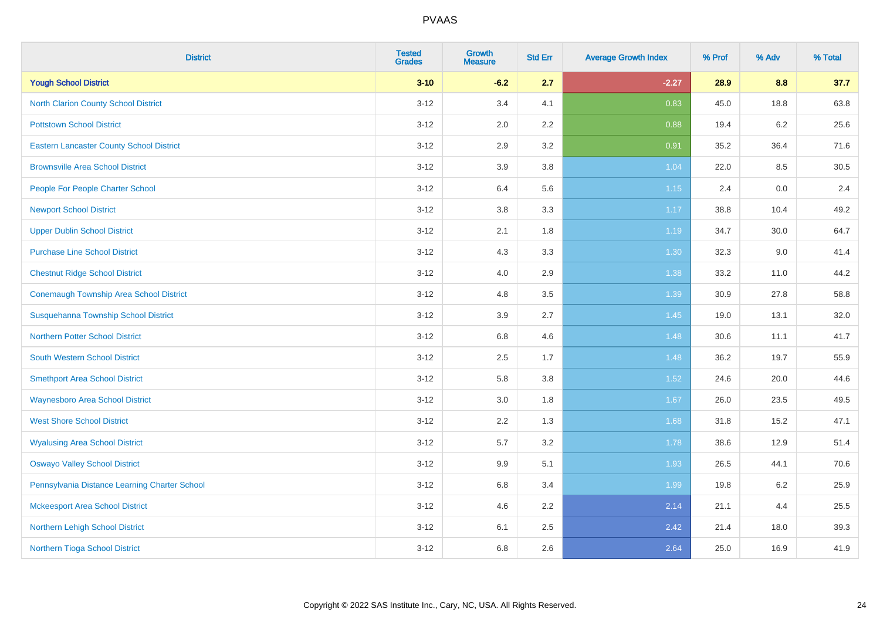| District | Tested Grades | Growth Measure | Std Err | Average Growth Index | % Prof | % Adv | % Total |
|---|---|---|---|---|---|---|---|
| **Yough School District** | **3-10** | **-6.2** | **2.7** | **-2.27** | **28.9** | **8.8** | **37.7** |
| North Clarion County School District | 3-12 | 3.4 | 4.1 | 0.83 | 45.0 | 18.8 | 63.8 |
| Pottstown School District | 3-12 | 2.0 | 2.2 | 0.88 | 19.4 | 6.2 | 25.6 |
| Eastern Lancaster County School District | 3-12 | 2.9 | 3.2 | 0.91 | 35.2 | 36.4 | 71.6 |
| Brownsville Area School District | 3-12 | 3.9 | 3.8 | 1.04 | 22.0 | 8.5 | 30.5 |
| People For People Charter School | 3-12 | 6.4 | 5.6 | 1.15 | 2.4 | 0.0 | 2.4 |
| Newport School District | 3-12 | 3.8 | 3.3 | 1.17 | 38.8 | 10.4 | 49.2 |
| Upper Dublin School District | 3-12 | 2.1 | 1.8 | 1.19 | 34.7 | 30.0 | 64.7 |
| Purchase Line School District | 3-12 | 4.3 | 3.3 | 1.30 | 32.3 | 9.0 | 41.4 |
| Chestnut Ridge School District | 3-12 | 4.0 | 2.9 | 1.38 | 33.2 | 11.0 | 44.2 |
| Conemaugh Township Area School District | 3-12 | 4.8 | 3.5 | 1.39 | 30.9 | 27.8 | 58.8 |
| Susquehanna Township School District | 3-12 | 3.9 | 2.7 | 1.45 | 19.0 | 13.1 | 32.0 |
| Northern Potter School District | 3-12 | 6.8 | 4.6 | 1.48 | 30.6 | 11.1 | 41.7 |
| South Western School District | 3-12 | 2.5 | 1.7 | 1.48 | 36.2 | 19.7 | 55.9 |
| Smethport Area School District | 3-12 | 5.8 | 3.8 | 1.52 | 24.6 | 20.0 | 44.6 |
| Waynesboro Area School District | 3-12 | 3.0 | 1.8 | 1.67 | 26.0 | 23.5 | 49.5 |
| West Shore School District | 3-12 | 2.2 | 1.3 | 1.68 | 31.8 | 15.2 | 47.1 |
| Wyalusing Area School District | 3-12 | 5.7 | 3.2 | 1.78 | 38.6 | 12.9 | 51.4 |
| Oswayo Valley School District | 3-12 | 9.9 | 5.1 | 1.93 | 26.5 | 44.1 | 70.6 |
| Pennsylvania Distance Learning Charter School | 3-12 | 6.8 | 3.4 | 1.99 | 19.8 | 6.2 | 25.9 |
| Mckeesport Area School District | 3-12 | 4.6 | 2.2 | 2.14 | 21.1 | 4.4 | 25.5 |
| Northern Lehigh School District | 3-12 | 6.1 | 2.5 | 2.42 | 21.4 | 18.0 | 39.3 |
| Northern Tioga School District | 3-12 | 6.8 | 2.6 | 2.64 | 25.0 | 16.9 | 41.9 |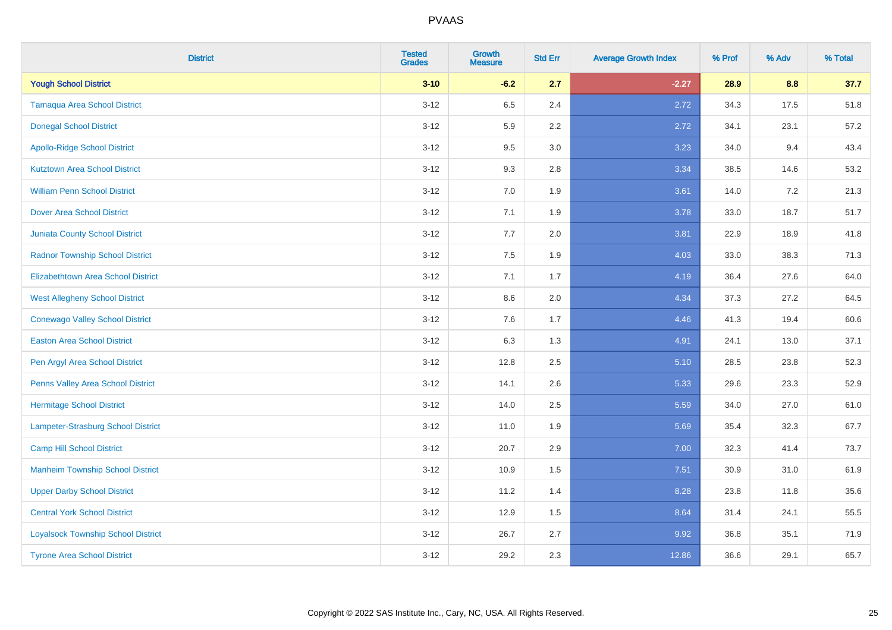# PVAAS

| District | Tested Grades | Growth Measure | Std Err | Average Growth Index | % Prof | % Adv | % Total |
|---|---|---|---|---|---|---|---|
| **Yough School District** | **3-10** | **-6.2** | **2.7** | **-2.27** | **28.9** | **8.8** | **37.7** |
| Tamaqua Area School District | 3-12 | 6.5 | 2.4 | 2.72 | 34.3 | 17.5 | 51.8 |
| Donegal School District | 3-12 | 5.9 | 2.2 | 2.72 | 34.1 | 23.1 | 57.2 |
| Apollo-Ridge School District | 3-12 | 9.5 | 3.0 | 3.23 | 34.0 | 9.4 | 43.4 |
| Kutztown Area School District | 3-12 | 9.3 | 2.8 | 3.34 | 38.5 | 14.6 | 53.2 |
| William Penn School District | 3-12 | 7.0 | 1.9 | 3.61 | 14.0 | 7.2 | 21.3 |
| Dover Area School District | 3-12 | 7.1 | 1.9 | 3.78 | 33.0 | 18.7 | 51.7 |
| Juniata County School District | 3-12 | 7.7 | 2.0 | 3.81 | 22.9 | 18.9 | 41.8 |
| Radnor Township School District | 3-12 | 7.5 | 1.9 | 4.03 | 33.0 | 38.3 | 71.3 |
| Elizabethtown Area School District | 3-12 | 7.1 | 1.7 | 4.19 | 36.4 | 27.6 | 64.0 |
| West Allegheny School District | 3-12 | 8.6 | 2.0 | 4.34 | 37.3 | 27.2 | 64.5 |
| Conewago Valley School District | 3-12 | 7.6 | 1.7 | 4.46 | 41.3 | 19.4 | 60.6 |
| Easton Area School District | 3-12 | 6.3 | 1.3 | 4.91 | 24.1 | 13.0 | 37.1 |
| Pen Argyl Area School District | 3-12 | 12.8 | 2.5 | 5.10 | 28.5 | 23.8 | 52.3 |
| Penns Valley Area School District | 3-12 | 14.1 | 2.6 | 5.33 | 29.6 | 23.3 | 52.9 |
| Hermitage School District | 3-12 | 14.0 | 2.5 | 5.59 | 34.0 | 27.0 | 61.0 |
| Lampeter-Strasburg School District | 3-12 | 11.0 | 1.9 | 5.69 | 35.4 | 32.3 | 67.7 |
| Camp Hill School District | 3-12 | 20.7 | 2.9 | 7.00 | 32.3 | 41.4 | 73.7 |
| Manheim Township School District | 3-12 | 10.9 | 1.5 | 7.51 | 30.9 | 31.0 | 61.9 |
| Upper Darby School District | 3-12 | 11.2 | 1.4 | 8.28 | 23.8 | 11.8 | 35.6 |
| Central York School District | 3-12 | 12.9 | 1.5 | 8.64 | 31.4 | 24.1 | 55.5 |
| Loyalsock Township School District | 3-12 | 26.7 | 2.7 | 9.92 | 36.8 | 35.1 | 71.9 |
| Tyrone Area School District | 3-12 | 29.2 | 2.3 | 12.86 | 36.6 | 29.1 | 65.7 |

Copyright © 2022 SAS Institute Inc., Cary, NC, USA. All Rights Reserved.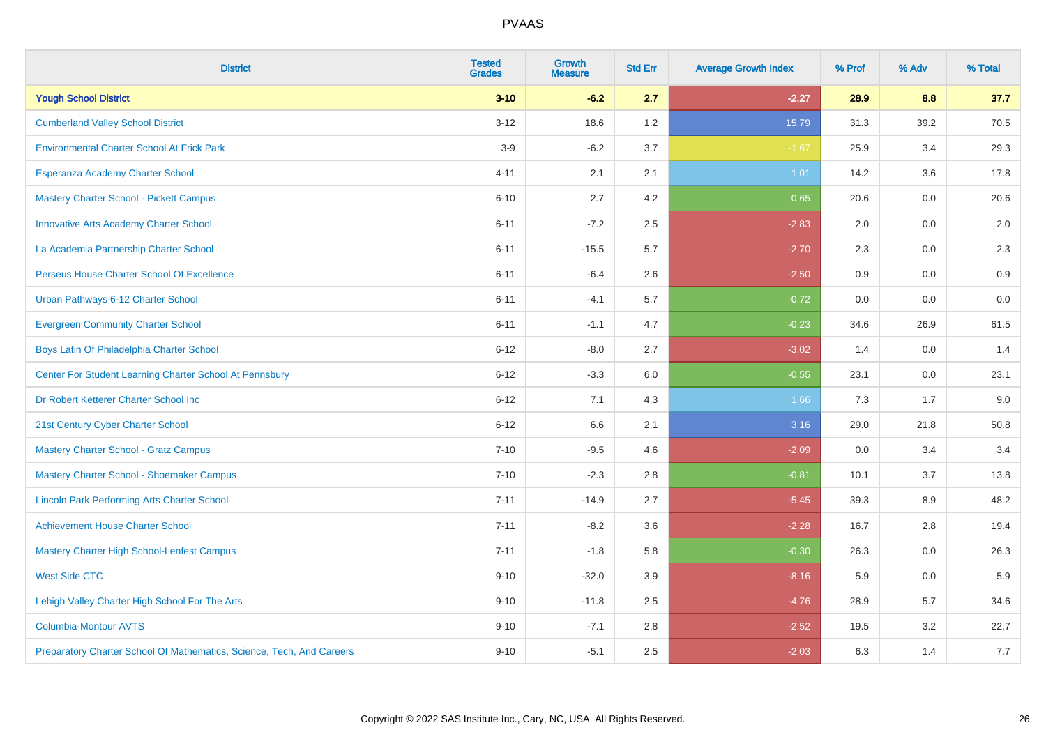# PVAAS

| District | Tested Grades | Growth Measure | Std Err | Average Growth Index | % Prof | % Adv | % Total |
|---|---|---|---|---|---|---|---|
| **Yough School District** | **3-10** | **-6.2** | **2.7** | **-2.27** | **28.9** | **8.8** | **37.7** |
| Cumberland Valley School District | 3-12 | 18.6 | 1.2 | 15.79 | 31.3 | 39.2 | 70.5 |
| Environmental Charter School At Frick Park | 3-9 | -6.2 | 3.7 | -1.67 | 25.9 | 3.4 | 29.3 |
| Esperanza Academy Charter School | 4-11 | 2.1 | 2.1 | 1.01 | 14.2 | 3.6 | 17.8 |
| Mastery Charter School - Pickett Campus | 6-10 | 2.7 | 4.2 | 0.65 | 20.6 | 0.0 | 20.6 |
| Innovative Arts Academy Charter School | 6-11 | -7.2 | 2.5 | -2.83 | 2.0 | 0.0 | 2.0 |
| La Academia Partnership Charter School | 6-11 | -15.5 | 5.7 | -2.70 | 2.3 | 0.0 | 2.3 |
| Perseus House Charter School Of Excellence | 6-11 | -6.4 | 2.6 | -2.50 | 0.9 | 0.0 | 0.9 |
| Urban Pathways 6-12 Charter School | 6-11 | -4.1 | 5.7 | -0.72 | 0.0 | 0.0 | 0.0 |
| Evergreen Community Charter School | 6-11 | -1.1 | 4.7 | -0.23 | 34.6 | 26.9 | 61.5 |
| Boys Latin Of Philadelphia Charter School | 6-12 | -8.0 | 2.7 | -3.02 | 1.4 | 0.0 | 1.4 |
| Center For Student Learning Charter School At Pennsbury | 6-12 | -3.3 | 6.0 | -0.55 | 23.1 | 0.0 | 23.1 |
| Dr Robert Ketterer Charter School Inc | 6-12 | 7.1 | 4.3 | 1.66 | 7.3 | 1.7 | 9.0 |
| 21st Century Cyber Charter School | 6-12 | 6.6 | 2.1 | 3.16 | 29.0 | 21.8 | 50.8 |
| Mastery Charter School - Gratz Campus | 7-10 | -9.5 | 4.6 | -2.09 | 0.0 | 3.4 | 3.4 |
| Mastery Charter School - Shoemaker Campus | 7-10 | -2.3 | 2.8 | -0.81 | 10.1 | 3.7 | 13.8 |
| Lincoln Park Performing Arts Charter School | 7-11 | -14.9 | 2.7 | -5.45 | 39.3 | 8.9 | 48.2 |
| Achievement House Charter School | 7-11 | -8.2 | 3.6 | -2.28 | 16.7 | 2.8 | 19.4 |
| Mastery Charter High School-Lenfest Campus | 7-11 | -1.8 | 5.8 | -0.30 | 26.3 | 0.0 | 26.3 |
| West Side CTC | 9-10 | -32.0 | 3.9 | -8.16 | 5.9 | 0.0 | 5.9 |
| Lehigh Valley Charter High School For The Arts | 9-10 | -11.8 | 2.5 | -4.76 | 28.9 | 5.7 | 34.6 |
| Columbia-Montour AVTS | 9-10 | -7.1 | 2.8 | -2.52 | 19.5 | 3.2 | 22.7 |
| Preparatory Charter School Of Mathematics, Science, Tech, And Careers | 9-10 | -5.1 | 2.5 | -2.03 | 6.3 | 1.4 | 7.7 |

Copyright © 2022 SAS Institute Inc., Cary, NC, USA. All Rights Reserved.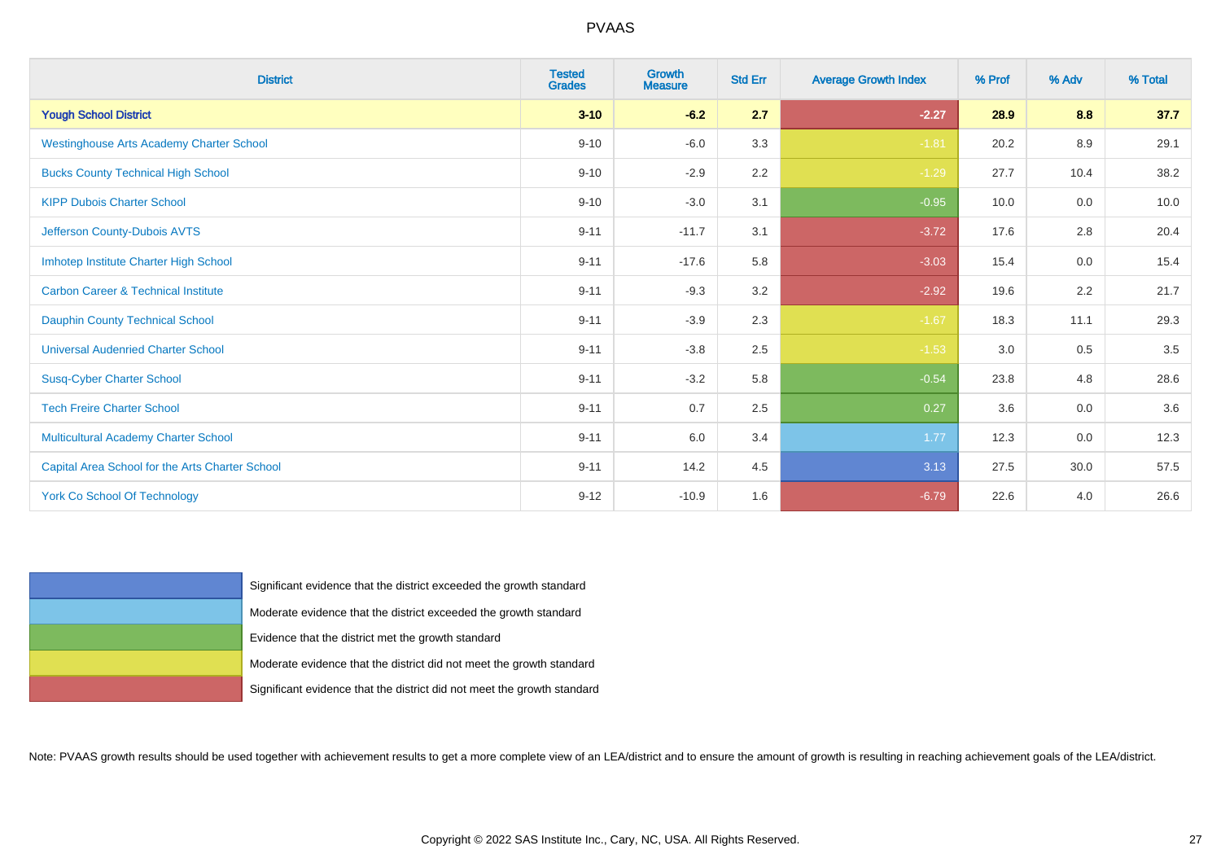# PVAAS

| District | Tested Grades | Growth Measure | Std Err | Average Growth Index | % Prof | % Adv | % Total |
|---|---|---|---|---|---|---|---|
| **Yough School District** | **3-10** | **-6.2** | **2.7** | **-2.27** | **28.9** | **8.8** | **37.7** |
| Westinghouse Arts Academy Charter School | 9-10 | -6.0 | 3.3 | -1.81 | 20.2 | 8.9 | 29.1 |
| Bucks County Technical High School | 9-10 | -2.9 | 2.2 | -1.29 | 27.7 | 10.4 | 38.2 |
| KIPP Dubois Charter School | 9-10 | -3.0 | 3.1 | -0.95 | 10.0 | 0.0 | 10.0 |
| Jefferson County-Dubois AVTS | 9-11 | -11.7 | 3.1 | -3.72 | 17.6 | 2.8 | 20.4 |
| Imhotep Institute Charter High School | 9-11 | -17.6 | 5.8 | -3.03 | 15.4 | 0.0 | 15.4 |
| Carbon Career & Technical Institute | 9-11 | -9.3 | 3.2 | -2.92 | 19.6 | 2.2 | 21.7 |
| Dauphin County Technical School | 9-11 | -3.9 | 2.3 | -1.67 | 18.3 | 11.1 | 29.3 |
| Universal Audenried Charter School | 9-11 | -3.8 | 2.5 | -1.53 | 3.0 | 0.5 | 3.5 |
| Susq-Cyber Charter School | 9-11 | -3.2 | 5.8 | -0.54 | 23.8 | 4.8 | 28.6 |
| Tech Freire Charter School | 9-11 | 0.7 | 2.5 | 0.27 | 3.6 | 0.0 | 3.6 |
| Multicultural Academy Charter School | 9-11 | 6.0 | 3.4 | 1.77 | 12.3 | 0.0 | 12.3 |
| Capital Area School for the Arts Charter School | 9-11 | 14.2 | 4.5 | 3.13 | 27.5 | 30.0 | 57.5 |
| York Co School Of Technology | 9-12 | -10.9 | 1.6 | -6.79 | 22.6 | 4.0 | 26.6 |

Significant evidence that the district exceeded the growth standard

Moderate evidence that the district exceeded the growth standard

Evidence that the district met the growth standard

Moderate evidence that the district did not meet the growth standard

Significant evidence that the district did not meet the growth standard

Note: PVAAS growth results should be used together with achievement results to get a more complete view of an LEA/district and to ensure the amount of growth is resulting in reaching achievement goals of the LEA/district.

Copyright © 2022 SAS Institute Inc., Cary, NC, USA. All Rights Reserved.